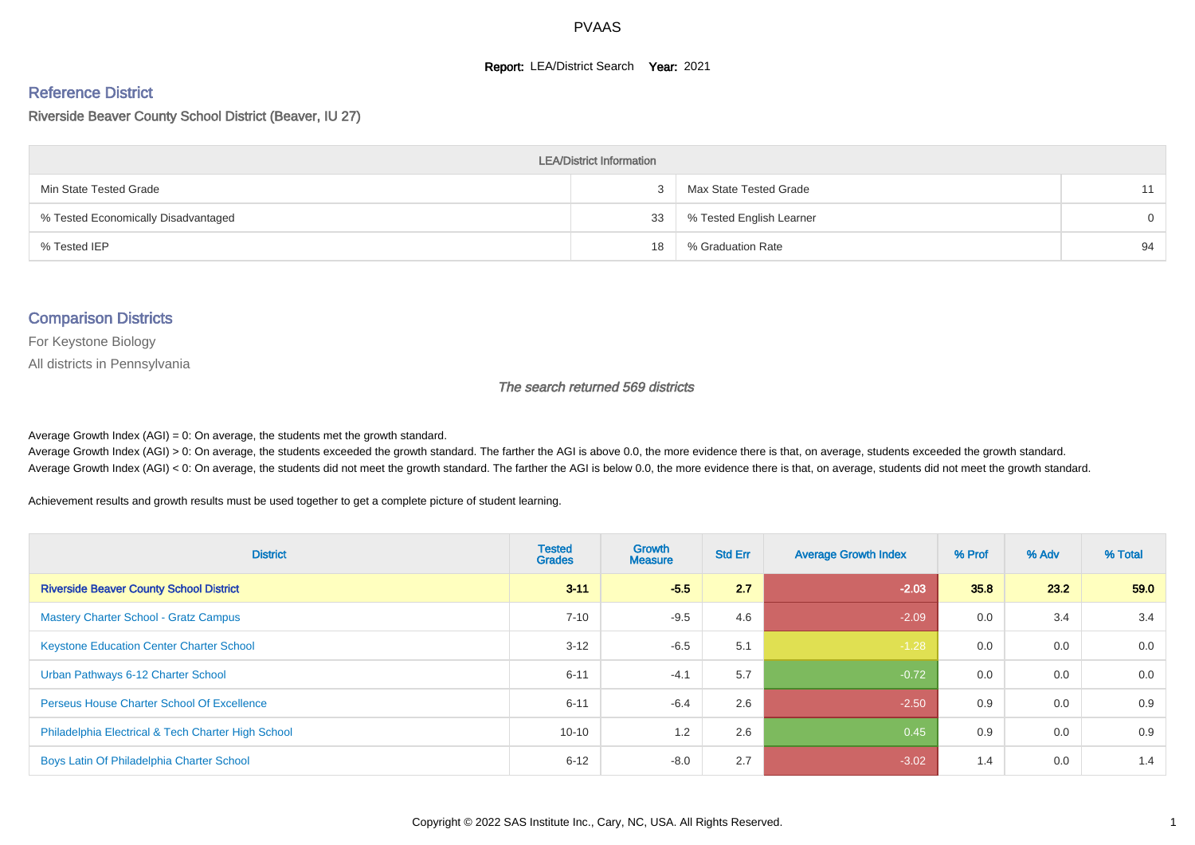# PVAAS

**Report:** LEA/District Search **Year:** 2021

## Reference District

Riverside Beaver County School District (Beaver, IU 27)

| LEA/District Information | | | |
|---|---|---|---|
| Min State Tested Grade | 3 | Max State Tested Grade | 11 |
| % Tested Economically Disadvantaged | 33 | % Tested English Learner | 0 |
| % Tested IEP | 18 | % Graduation Rate | 94 |

## Comparison Districts

For Keystone Biology

All districts in Pennsylvania

*The search returned 569 districts*

Average Growth Index (AGI) = 0: On average, the students met the growth standard.
Average Growth Index (AGI) > 0: On average, the students exceeded the growth standard. The farther the AGI is above 0.0, the more evidence there is that, on average, students exceeded the growth standard.
Average Growth Index (AGI) < 0: On average, the students did not meet the growth standard. The farther the AGI is below 0.0, the more evidence there is that, on average, students did not meet the growth standard.

Achievement results and growth results must be used together to get a complete picture of student learning.

| District | Tested Grades | Growth Measure | Std Err | Average Growth Index | % Prof | % Adv | % Total |
|---|---|---|---|---|---|---|---|
| **Riverside Beaver County School District** | **3-11** | **-5.5** | **2.7** | **-2.03** | **35.8** | **23.2** | **59.0** |
| Mastery Charter School - Gratz Campus | 7-10 | -9.5 | 4.6 | -2.09 | 0.0 | 3.4 | 3.4 |
| Keystone Education Center Charter School | 3-12 | -6.5 | 5.1 | -1.28 | 0.0 | 0.0 | 0.0 |
| Urban Pathways 6-12 Charter School | 6-11 | -4.1 | 5.7 | -0.72 | 0.0 | 0.0 | 0.0 |
| Perseus House Charter School Of Excellence | 6-11 | -6.4 | 2.6 | -2.50 | 0.9 | 0.0 | 0.9 |
| Philadelphia Electrical & Tech Charter High School | 10-10 | 1.2 | 2.6 | 0.45 | 0.9 | 0.0 | 0.9 |
| Boys Latin Of Philadelphia Charter School | 6-12 | -8.0 | 2.7 | -3.02 | 1.4 | 0.0 | 1.4 |

Copyright © 2022 SAS Institute Inc., Cary, NC, USA. All Rights Reserved.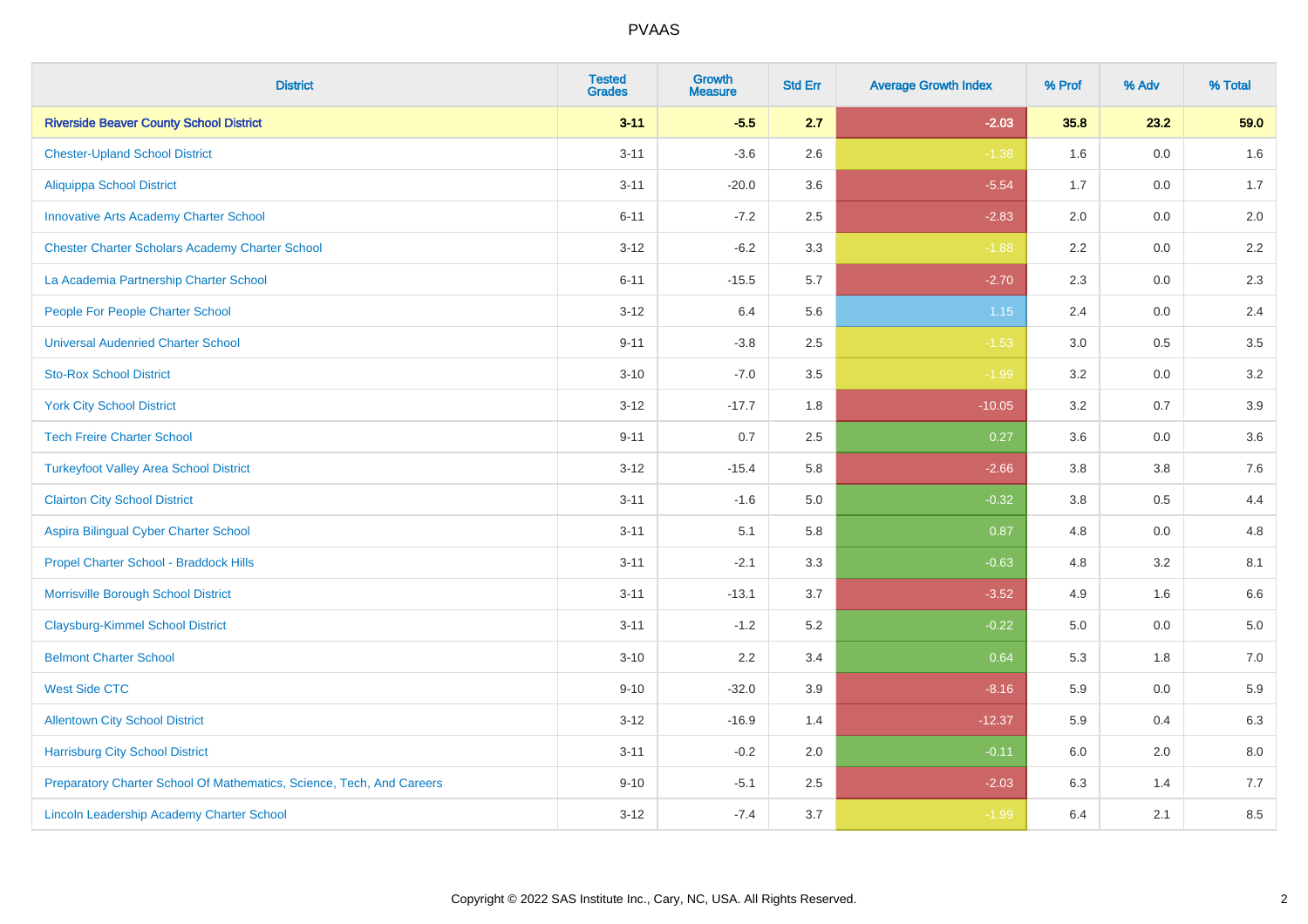# PVAAS

| District | Tested Grades | Growth Measure | Std Err | Average Growth Index | % Prof | % Adv | % Total |
|---|---|---|---|---|---|---|---|
| **Riverside Beaver County School District** | **3-11** | **-5.5** | **2.7** | **-2.03** | **35.8** | **23.2** | **59.0** |
| Chester-Upland School District | 3-11 | -3.6 | 2.6 | -1.38 | 1.6 | 0.0 | 1.6 |
| Aliquippa School District | 3-11 | -20.0 | 3.6 | -5.54 | 1.7 | 0.0 | 1.7 |
| Innovative Arts Academy Charter School | 6-11 | -7.2 | 2.5 | -2.83 | 2.0 | 0.0 | 2.0 |
| Chester Charter Scholars Academy Charter School | 3-12 | -6.2 | 3.3 | -1.88 | 2.2 | 0.0 | 2.2 |
| La Academia Partnership Charter School | 6-11 | -15.5 | 5.7 | -2.70 | 2.3 | 0.0 | 2.3 |
| People For People Charter School | 3-12 | 6.4 | 5.6 | 1.15 | 2.4 | 0.0 | 2.4 |
| Universal Audenried Charter School | 9-11 | -3.8 | 2.5 | -1.53 | 3.0 | 0.5 | 3.5 |
| Sto-Rox School District | 3-10 | -7.0 | 3.5 | -1.99 | 3.2 | 0.0 | 3.2 |
| York City School District | 3-12 | -17.7 | 1.8 | -10.05 | 3.2 | 0.7 | 3.9 |
| Tech Freire Charter School | 9-11 | 0.7 | 2.5 | 0.27 | 3.6 | 0.0 | 3.6 |
| Turkeyfoot Valley Area School District | 3-12 | -15.4 | 5.8 | -2.66 | 3.8 | 3.8 | 7.6 |
| Clairton City School District | 3-11 | -1.6 | 5.0 | -0.32 | 3.8 | 0.5 | 4.4 |
| Aspira Bilingual Cyber Charter School | 3-11 | 5.1 | 5.8 | 0.87 | 4.8 | 0.0 | 4.8 |
| Propel Charter School - Braddock Hills | 3-11 | -2.1 | 3.3 | -0.63 | 4.8 | 3.2 | 8.1 |
| Morrisville Borough School District | 3-11 | -13.1 | 3.7 | -3.52 | 4.9 | 1.6 | 6.6 |
| Claysburg-Kimmel School District | 3-11 | -1.2 | 5.2 | -0.22 | 5.0 | 0.0 | 5.0 |
| Belmont Charter School | 3-10 | 2.2 | 3.4 | 0.64 | 5.3 | 1.8 | 7.0 |
| West Side CTC | 9-10 | -32.0 | 3.9 | -8.16 | 5.9 | 0.0 | 5.9 |
| Allentown City School District | 3-12 | -16.9 | 1.4 | -12.37 | 5.9 | 0.4 | 6.3 |
| Harrisburg City School District | 3-11 | -0.2 | 2.0 | -0.11 | 6.0 | 2.0 | 8.0 |
| Preparatory Charter School Of Mathematics, Science, Tech, And Careers | 9-10 | -5.1 | 2.5 | -2.03 | 6.3 | 1.4 | 7.7 |
| Lincoln Leadership Academy Charter School | 3-12 | -7.4 | 3.7 | -1.99 | 6.4 | 2.1 | 8.5 |

Copyright © 2022 SAS Institute Inc., Cary, NC, USA. All Rights Reserved.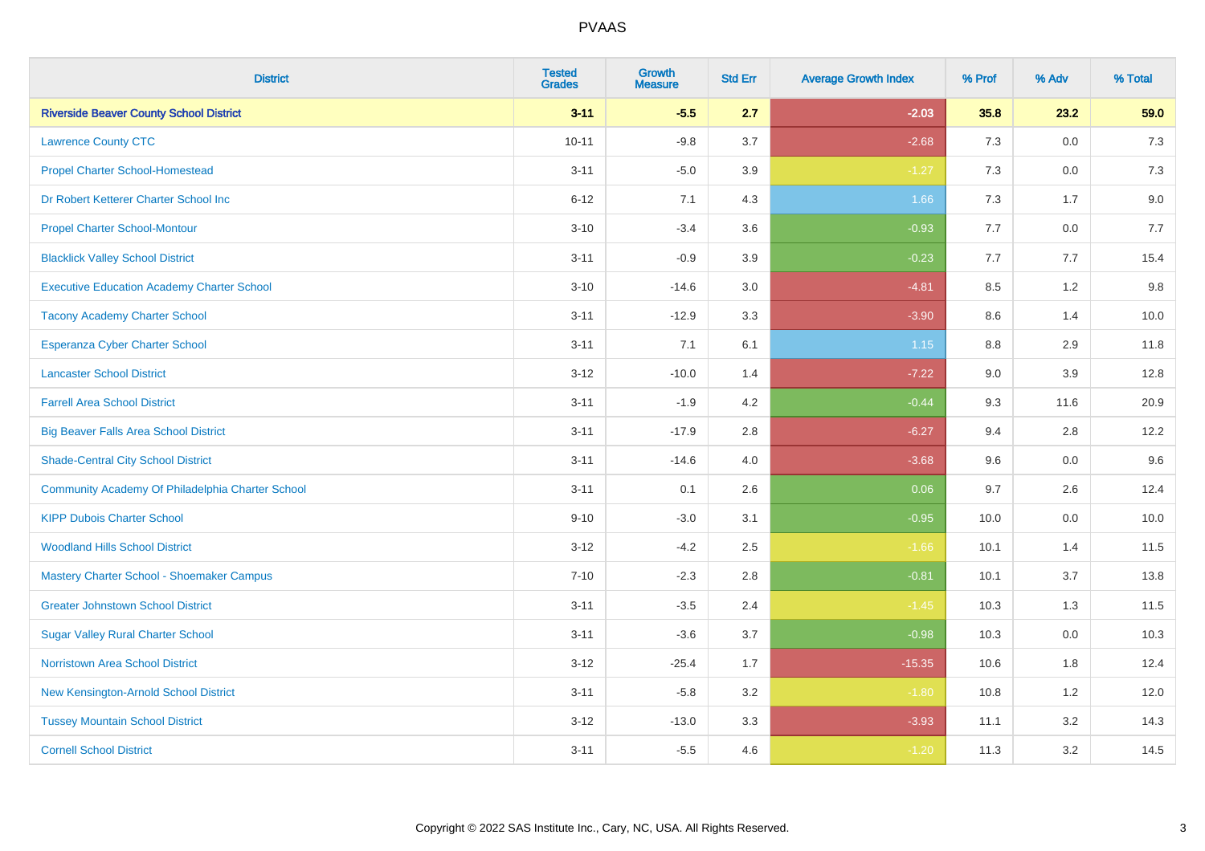# PVAAS

| District | Tested Grades | Growth Measure | Std Err | Average Growth Index | % Prof | % Adv | % Total |
|---|---|---|---|---|---|---|---|
| **Riverside Beaver County School District** | **3-11** | **-5.5** | **2.7** | **-2.03** | **35.8** | **23.2** | **59.0** |
| Lawrence County CTC | 10-11 | -9.8 | 3.7 | -2.68 | 7.3 | 0.0 | 7.3 |
| Propel Charter School-Homestead | 3-11 | -5.0 | 3.9 | -1.27 | 7.3 | 0.0 | 7.3 |
| Dr Robert Ketterer Charter School Inc | 6-12 | 7.1 | 4.3 | 1.66 | 7.3 | 1.7 | 9.0 |
| Propel Charter School-Montour | 3-10 | -3.4 | 3.6 | -0.93 | 7.7 | 0.0 | 7.7 |
| Blacklick Valley School District | 3-11 | -0.9 | 3.9 | -0.23 | 7.7 | 7.7 | 15.4 |
| Executive Education Academy Charter School | 3-10 | -14.6 | 3.0 | -4.81 | 8.5 | 1.2 | 9.8 |
| Tacony Academy Charter School | 3-11 | -12.9 | 3.3 | -3.90 | 8.6 | 1.4 | 10.0 |
| Esperanza Cyber Charter School | 3-11 | 7.1 | 6.1 | 1.15 | 8.8 | 2.9 | 11.8 |
| Lancaster School District | 3-12 | -10.0 | 1.4 | -7.22 | 9.0 | 3.9 | 12.8 |
| Farrell Area School District | 3-11 | -1.9 | 4.2 | -0.44 | 9.3 | 11.6 | 20.9 |
| Big Beaver Falls Area School District | 3-11 | -17.9 | 2.8 | -6.27 | 9.4 | 2.8 | 12.2 |
| Shade-Central City School District | 3-11 | -14.6 | 4.0 | -3.68 | 9.6 | 0.0 | 9.6 |
| Community Academy Of Philadelphia Charter School | 3-11 | 0.1 | 2.6 | 0.06 | 9.7 | 2.6 | 12.4 |
| KIPP Dubois Charter School | 9-10 | -3.0 | 3.1 | -0.95 | 10.0 | 0.0 | 10.0 |
| Woodland Hills School District | 3-12 | -4.2 | 2.5 | -1.66 | 10.1 | 1.4 | 11.5 |
| Mastery Charter School - Shoemaker Campus | 7-10 | -2.3 | 2.8 | -0.81 | 10.1 | 3.7 | 13.8 |
| Greater Johnstown School District | 3-11 | -3.5 | 2.4 | -1.45 | 10.3 | 1.3 | 11.5 |
| Sugar Valley Rural Charter School | 3-11 | -3.6 | 3.7 | -0.98 | 10.3 | 0.0 | 10.3 |
| Norristown Area School District | 3-12 | -25.4 | 1.7 | -15.35 | 10.6 | 1.8 | 12.4 |
| New Kensington-Arnold School District | 3-11 | -5.8 | 3.2 | -1.80 | 10.8 | 1.2 | 12.0 |
| Tussey Mountain School District | 3-12 | -13.0 | 3.3 | -3.93 | 11.1 | 3.2 | 14.3 |
| Cornell School District | 3-11 | -5.5 | 4.6 | -1.20 | 11.3 | 3.2 | 14.5 |

Copyright © 2022 SAS Institute Inc., Cary, NC, USA. All Rights Reserved.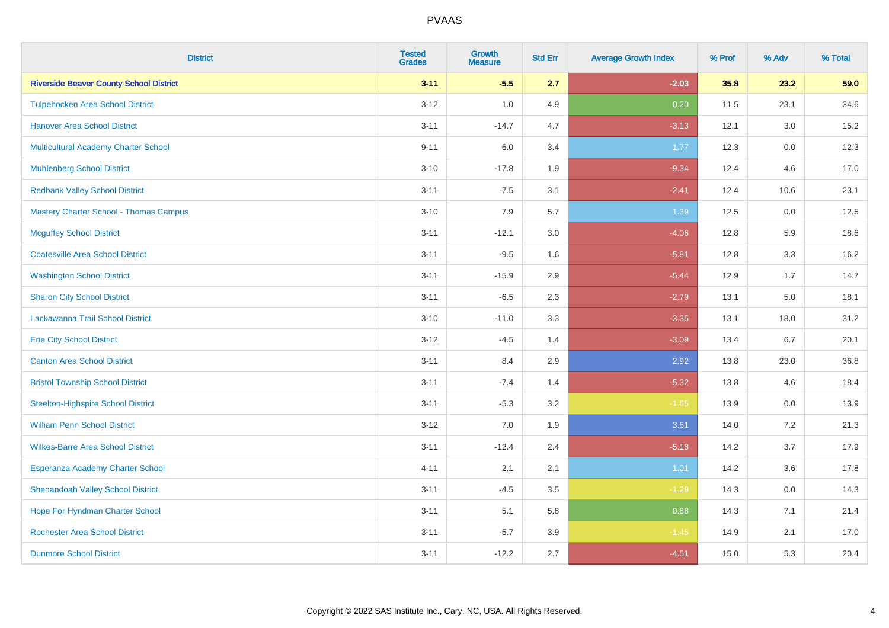# PVAAS

| District | Tested Grades | Growth Measure | Std Err | Average Growth Index | % Prof | % Adv | % Total |
|---|---|---|---|---|---|---|---|
| **Riverside Beaver County School District** | **3-11** | **-5.5** | **2.7** | **-2.03** | **35.8** | **23.2** | **59.0** |
| Tulpehocken Area School District | 3-12 | 1.0 | 4.9 | 0.20 | 11.5 | 23.1 | 34.6 |
| Hanover Area School District | 3-11 | -14.7 | 4.7 | -3.13 | 12.1 | 3.0 | 15.2 |
| Multicultural Academy Charter School | 9-11 | 6.0 | 3.4 | 1.77 | 12.3 | 0.0 | 12.3 |
| Muhlenberg School District | 3-10 | -17.8 | 1.9 | -9.34 | 12.4 | 4.6 | 17.0 |
| Redbank Valley School District | 3-11 | -7.5 | 3.1 | -2.41 | 12.4 | 10.6 | 23.1 |
| Mastery Charter School - Thomas Campus | 3-10 | 7.9 | 5.7 | 1.39 | 12.5 | 0.0 | 12.5 |
| Mcguffey School District | 3-11 | -12.1 | 3.0 | -4.06 | 12.8 | 5.9 | 18.6 |
| Coatesville Area School District | 3-11 | -9.5 | 1.6 | -5.81 | 12.8 | 3.3 | 16.2 |
| Washington School District | 3-11 | -15.9 | 2.9 | -5.44 | 12.9 | 1.7 | 14.7 |
| Sharon City School District | 3-11 | -6.5 | 2.3 | -2.79 | 13.1 | 5.0 | 18.1 |
| Lackawanna Trail School District | 3-10 | -11.0 | 3.3 | -3.35 | 13.1 | 18.0 | 31.2 |
| Erie City School District | 3-12 | -4.5 | 1.4 | -3.09 | 13.4 | 6.7 | 20.1 |
| Canton Area School District | 3-11 | 8.4 | 2.9 | 2.92 | 13.8 | 23.0 | 36.8 |
| Bristol Township School District | 3-11 | -7.4 | 1.4 | -5.32 | 13.8 | 4.6 | 18.4 |
| Steelton-Highspire School District | 3-11 | -5.3 | 3.2 | -1.65 | 13.9 | 0.0 | 13.9 |
| William Penn School District | 3-12 | 7.0 | 1.9 | 3.61 | 14.0 | 7.2 | 21.3 |
| Wilkes-Barre Area School District | 3-11 | -12.4 | 2.4 | -5.18 | 14.2 | 3.7 | 17.9 |
| Esperanza Academy Charter School | 4-11 | 2.1 | 2.1 | 1.01 | 14.2 | 3.6 | 17.8 |
| Shenandoah Valley School District | 3-11 | -4.5 | 3.5 | -1.29 | 14.3 | 0.0 | 14.3 |
| Hope For Hyndman Charter School | 3-11 | 5.1 | 5.8 | 0.88 | 14.3 | 7.1 | 21.4 |
| Rochester Area School District | 3-11 | -5.7 | 3.9 | -1.45 | 14.9 | 2.1 | 17.0 |
| Dunmore School District | 3-11 | -12.2 | 2.7 | -4.51 | 15.0 | 5.3 | 20.4 |

Copyright © 2022 SAS Institute Inc., Cary, NC, USA. All Rights Reserved.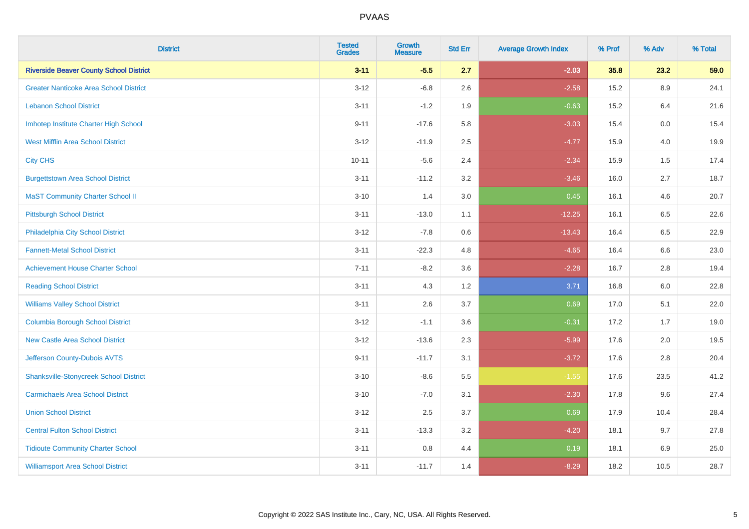# PVAAS

| District | Tested Grades | Growth Measure | Std Err | Average Growth Index | % Prof | % Adv | % Total |
|---|---|---|---|---|---|---|---|
| **Riverside Beaver County School District** | **3-11** | **-5.5** | **2.7** | **-2.03** | **35.8** | **23.2** | **59.0** |
| Greater Nanticoke Area School District | 3-12 | -6.8 | 2.6 | -2.58 | 15.2 | 8.9 | 24.1 |
| Lebanon School District | 3-11 | -1.2 | 1.9 | -0.63 | 15.2 | 6.4 | 21.6 |
| Imhotep Institute Charter High School | 9-11 | -17.6 | 5.8 | -3.03 | 15.4 | 0.0 | 15.4 |
| West Mifflin Area School District | 3-12 | -11.9 | 2.5 | -4.77 | 15.9 | 4.0 | 19.9 |
| City CHS | 10-11 | -5.6 | 2.4 | -2.34 | 15.9 | 1.5 | 17.4 |
| Burgettstown Area School District | 3-11 | -11.2 | 3.2 | -3.46 | 16.0 | 2.7 | 18.7 |
| MaST Community Charter School II | 3-10 | 1.4 | 3.0 | 0.45 | 16.1 | 4.6 | 20.7 |
| Pittsburgh School District | 3-11 | -13.0 | 1.1 | -12.25 | 16.1 | 6.5 | 22.6 |
| Philadelphia City School District | 3-12 | -7.8 | 0.6 | -13.43 | 16.4 | 6.5 | 22.9 |
| Fannett-Metal School District | 3-11 | -22.3 | 4.8 | -4.65 | 16.4 | 6.6 | 23.0 |
| Achievement House Charter School | 7-11 | -8.2 | 3.6 | -2.28 | 16.7 | 2.8 | 19.4 |
| Reading School District | 3-11 | 4.3 | 1.2 | 3.71 | 16.8 | 6.0 | 22.8 |
| Williams Valley School District | 3-11 | 2.6 | 3.7 | 0.69 | 17.0 | 5.1 | 22.0 |
| Columbia Borough School District | 3-12 | -1.1 | 3.6 | -0.31 | 17.2 | 1.7 | 19.0 |
| New Castle Area School District | 3-12 | -13.6 | 2.3 | -5.99 | 17.6 | 2.0 | 19.5 |
| Jefferson County-Dubois AVTS | 9-11 | -11.7 | 3.1 | -3.72 | 17.6 | 2.8 | 20.4 |
| Shanksville-Stonycreek School District | 3-10 | -8.6 | 5.5 | -1.55 | 17.6 | 23.5 | 41.2 |
| Carmichaels Area School District | 3-10 | -7.0 | 3.1 | -2.30 | 17.8 | 9.6 | 27.4 |
| Union School District | 3-12 | 2.5 | 3.7 | 0.69 | 17.9 | 10.4 | 28.4 |
| Central Fulton School District | 3-11 | -13.3 | 3.2 | -4.20 | 18.1 | 9.7 | 27.8 |
| Tidioute Community Charter School | 3-11 | 0.8 | 4.4 | 0.19 | 18.1 | 6.9 | 25.0 |
| Williamsport Area School District | 3-11 | -11.7 | 1.4 | -8.29 | 18.2 | 10.5 | 28.7 |

Copyright © 2022 SAS Institute Inc., Cary, NC, USA. All Rights Reserved.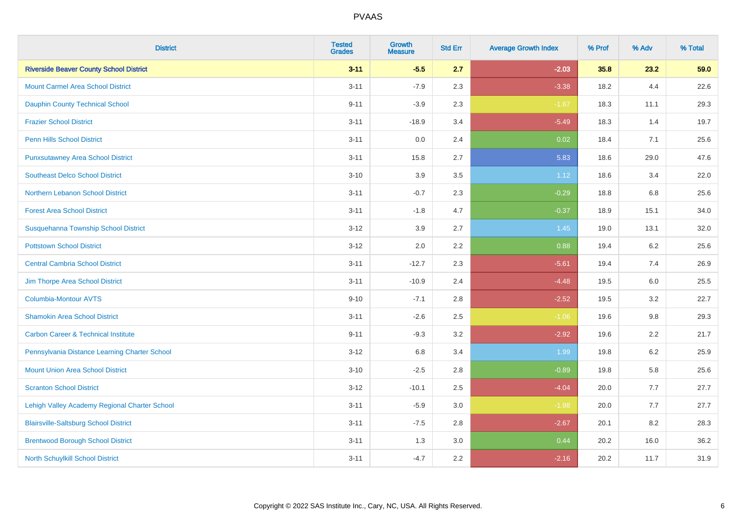# PVAAS

| District | Tested Grades | Growth Measure | Std Err | Average Growth Index | % Prof | % Adv | % Total |
|---|---|---|---|---|---|---|---|
| **Riverside Beaver County School District** | **3-11** | **-5.5** | **2.7** | **-2.03** | **35.8** | **23.2** | **59.0** |
| Mount Carmel Area School District | 3-11 | -7.9 | 2.3 | -3.38 | 18.2 | 4.4 | 22.6 |
| Dauphin County Technical School | 9-11 | -3.9 | 2.3 | -1.67 | 18.3 | 11.1 | 29.3 |
| Frazier School District | 3-11 | -18.9 | 3.4 | -5.49 | 18.3 | 1.4 | 19.7 |
| Penn Hills School District | 3-11 | 0.0 | 2.4 | 0.02 | 18.4 | 7.1 | 25.6 |
| Punxsutawney Area School District | 3-11 | 15.8 | 2.7 | 5.83 | 18.6 | 29.0 | 47.6 |
| Southeast Delco School District | 3-10 | 3.9 | 3.5 | 1.12 | 18.6 | 3.4 | 22.0 |
| Northern Lebanon School District | 3-11 | -0.7 | 2.3 | -0.29 | 18.8 | 6.8 | 25.6 |
| Forest Area School District | 3-11 | -1.8 | 4.7 | -0.37 | 18.9 | 15.1 | 34.0 |
| Susquehanna Township School District | 3-12 | 3.9 | 2.7 | 1.45 | 19.0 | 13.1 | 32.0 |
| Pottstown School District | 3-12 | 2.0 | 2.2 | 0.88 | 19.4 | 6.2 | 25.6 |
| Central Cambria School District | 3-11 | -12.7 | 2.3 | -5.61 | 19.4 | 7.4 | 26.9 |
| Jim Thorpe Area School District | 3-11 | -10.9 | 2.4 | -4.48 | 19.5 | 6.0 | 25.5 |
| Columbia-Montour AVTS | 9-10 | -7.1 | 2.8 | -2.52 | 19.5 | 3.2 | 22.7 |
| Shamokin Area School District | 3-11 | -2.6 | 2.5 | -1.06 | 19.6 | 9.8 | 29.3 |
| Carbon Career & Technical Institute | 9-11 | -9.3 | 3.2 | -2.92 | 19.6 | 2.2 | 21.7 |
| Pennsylvania Distance Learning Charter School | 3-12 | 6.8 | 3.4 | 1.99 | 19.8 | 6.2 | 25.9 |
| Mount Union Area School District | 3-10 | -2.5 | 2.8 | -0.89 | 19.8 | 5.8 | 25.6 |
| Scranton School District | 3-12 | -10.1 | 2.5 | -4.04 | 20.0 | 7.7 | 27.7 |
| Lehigh Valley Academy Regional Charter School | 3-11 | -5.9 | 3.0 | -1.98 | 20.0 | 7.7 | 27.7 |
| Blairsville-Saltsburg School District | 3-11 | -7.5 | 2.8 | -2.67 | 20.1 | 8.2 | 28.3 |
| Brentwood Borough School District | 3-11 | 1.3 | 3.0 | 0.44 | 20.2 | 16.0 | 36.2 |
| North Schuylkill School District | 3-11 | -4.7 | 2.2 | -2.16 | 20.2 | 11.7 | 31.9 |

Copyright © 2022 SAS Institute Inc., Cary, NC, USA. All Rights Reserved.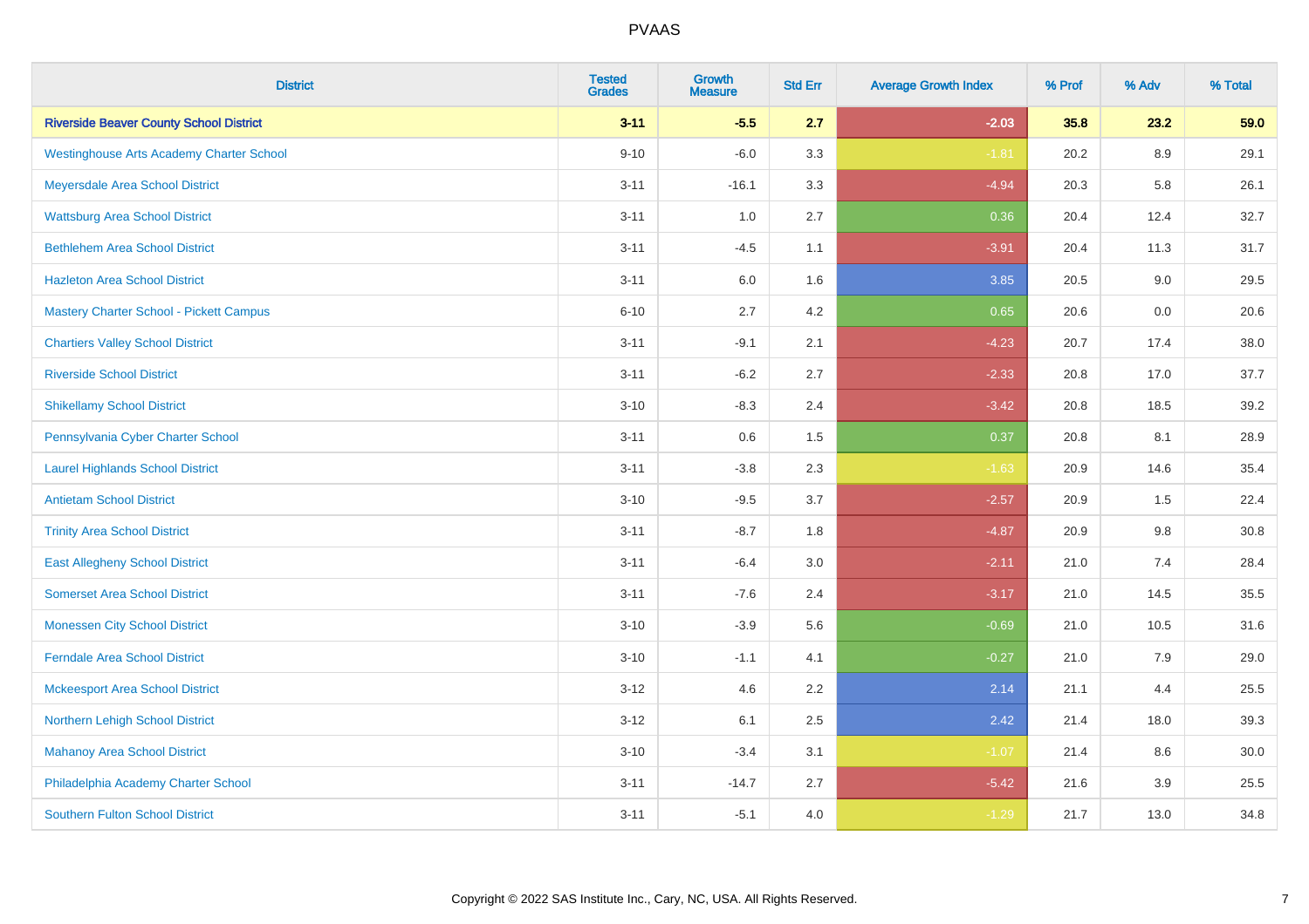# PVAAS

| District | Tested Grades | Growth Measure | Std Err | Average Growth Index | % Prof | % Adv | % Total |
|---|---|---|---|---|---|---|---|
| **Riverside Beaver County School District** | **3-11** | **-5.5** | **2.7** | **-2.03** | **35.8** | **23.2** | **59.0** |
| Westinghouse Arts Academy Charter School | 9-10 | -6.0 | 3.3 | -1.81 | 20.2 | 8.9 | 29.1 |
| Meyersdale Area School District | 3-11 | -16.1 | 3.3 | -4.94 | 20.3 | 5.8 | 26.1 |
| Wattsburg Area School District | 3-11 | 1.0 | 2.7 | 0.36 | 20.4 | 12.4 | 32.7 |
| Bethlehem Area School District | 3-11 | -4.5 | 1.1 | -3.91 | 20.4 | 11.3 | 31.7 |
| Hazleton Area School District | 3-11 | 6.0 | 1.6 | 3.85 | 20.5 | 9.0 | 29.5 |
| Mastery Charter School - Pickett Campus | 6-10 | 2.7 | 4.2 | 0.65 | 20.6 | 0.0 | 20.6 |
| Chartiers Valley School District | 3-11 | -9.1 | 2.1 | -4.23 | 20.7 | 17.4 | 38.0 |
| Riverside School District | 3-11 | -6.2 | 2.7 | -2.33 | 20.8 | 17.0 | 37.7 |
| Shikellamy School District | 3-10 | -8.3 | 2.4 | -3.42 | 20.8 | 18.5 | 39.2 |
| Pennsylvania Cyber Charter School | 3-11 | 0.6 | 1.5 | 0.37 | 20.8 | 8.1 | 28.9 |
| Laurel Highlands School District | 3-11 | -3.8 | 2.3 | -1.63 | 20.9 | 14.6 | 35.4 |
| Antietam School District | 3-10 | -9.5 | 3.7 | -2.57 | 20.9 | 1.5 | 22.4 |
| Trinity Area School District | 3-11 | -8.7 | 1.8 | -4.87 | 20.9 | 9.8 | 30.8 |
| East Allegheny School District | 3-11 | -6.4 | 3.0 | -2.11 | 21.0 | 7.4 | 28.4 |
| Somerset Area School District | 3-11 | -7.6 | 2.4 | -3.17 | 21.0 | 14.5 | 35.5 |
| Monessen City School District | 3-10 | -3.9 | 5.6 | -0.69 | 21.0 | 10.5 | 31.6 |
| Ferndale Area School District | 3-10 | -1.1 | 4.1 | -0.27 | 21.0 | 7.9 | 29.0 |
| Mckeesport Area School District | 3-12 | 4.6 | 2.2 | 2.14 | 21.1 | 4.4 | 25.5 |
| Northern Lehigh School District | 3-12 | 6.1 | 2.5 | 2.42 | 21.4 | 18.0 | 39.3 |
| Mahanoy Area School District | 3-10 | -3.4 | 3.1 | -1.07 | 21.4 | 8.6 | 30.0 |
| Philadelphia Academy Charter School | 3-11 | -14.7 | 2.7 | -5.42 | 21.6 | 3.9 | 25.5 |
| Southern Fulton School District | 3-11 | -5.1 | 4.0 | -1.29 | 21.7 | 13.0 | 34.8 |

Copyright © 2022 SAS Institute Inc., Cary, NC, USA. All Rights Reserved.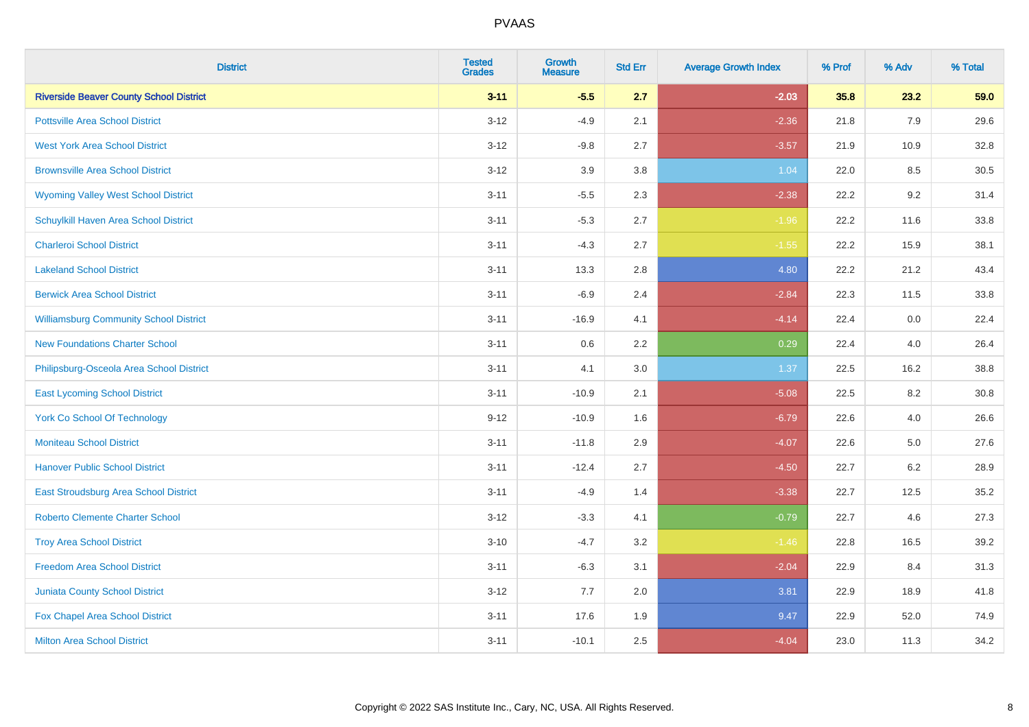# PVAAS

| District | Tested Grades | Growth Measure | Std Err | Average Growth Index | % Prof | % Adv | % Total |
|---|---|---|---|---|---|---|---|
| **Riverside Beaver County School District** | **3-11** | **-5.5** | **2.7** | **-2.03** | **35.8** | **23.2** | **59.0** |
| Pottsville Area School District | 3-12 | -4.9 | 2.1 | -2.36 | 21.8 | 7.9 | 29.6 |
| West York Area School District | 3-12 | -9.8 | 2.7 | -3.57 | 21.9 | 10.9 | 32.8 |
| Brownsville Area School District | 3-12 | 3.9 | 3.8 | 1.04 | 22.0 | 8.5 | 30.5 |
| Wyoming Valley West School District | 3-11 | -5.5 | 2.3 | -2.38 | 22.2 | 9.2 | 31.4 |
| Schuylkill Haven Area School District | 3-11 | -5.3 | 2.7 | -1.96 | 22.2 | 11.6 | 33.8 |
| Charleroi School District | 3-11 | -4.3 | 2.7 | -1.55 | 22.2 | 15.9 | 38.1 |
| Lakeland School District | 3-11 | 13.3 | 2.8 | 4.80 | 22.2 | 21.2 | 43.4 |
| Berwick Area School District | 3-11 | -6.9 | 2.4 | -2.84 | 22.3 | 11.5 | 33.8 |
| Williamsburg Community School District | 3-11 | -16.9 | 4.1 | -4.14 | 22.4 | 0.0 | 22.4 |
| New Foundations Charter School | 3-11 | 0.6 | 2.2 | 0.29 | 22.4 | 4.0 | 26.4 |
| Philipsburg-Osceola Area School District | 3-11 | 4.1 | 3.0 | 1.37 | 22.5 | 16.2 | 38.8 |
| East Lycoming School District | 3-11 | -10.9 | 2.1 | -5.08 | 22.5 | 8.2 | 30.8 |
| York Co School Of Technology | 9-12 | -10.9 | 1.6 | -6.79 | 22.6 | 4.0 | 26.6 |
| Moniteau School District | 3-11 | -11.8 | 2.9 | -4.07 | 22.6 | 5.0 | 27.6 |
| Hanover Public School District | 3-11 | -12.4 | 2.7 | -4.50 | 22.7 | 6.2 | 28.9 |
| East Stroudsburg Area School District | 3-11 | -4.9 | 1.4 | -3.38 | 22.7 | 12.5 | 35.2 |
| Roberto Clemente Charter School | 3-12 | -3.3 | 4.1 | -0.79 | 22.7 | 4.6 | 27.3 |
| Troy Area School District | 3-10 | -4.7 | 3.2 | -1.46 | 22.8 | 16.5 | 39.2 |
| Freedom Area School District | 3-11 | -6.3 | 3.1 | -2.04 | 22.9 | 8.4 | 31.3 |
| Juniata County School District | 3-12 | 7.7 | 2.0 | 3.81 | 22.9 | 18.9 | 41.8 |
| Fox Chapel Area School District | 3-11 | 17.6 | 1.9 | 9.47 | 22.9 | 52.0 | 74.9 |
| Milton Area School District | 3-11 | -10.1 | 2.5 | -4.04 | 23.0 | 11.3 | 34.2 |

Copyright © 2022 SAS Institute Inc., Cary, NC, USA. All Rights Reserved.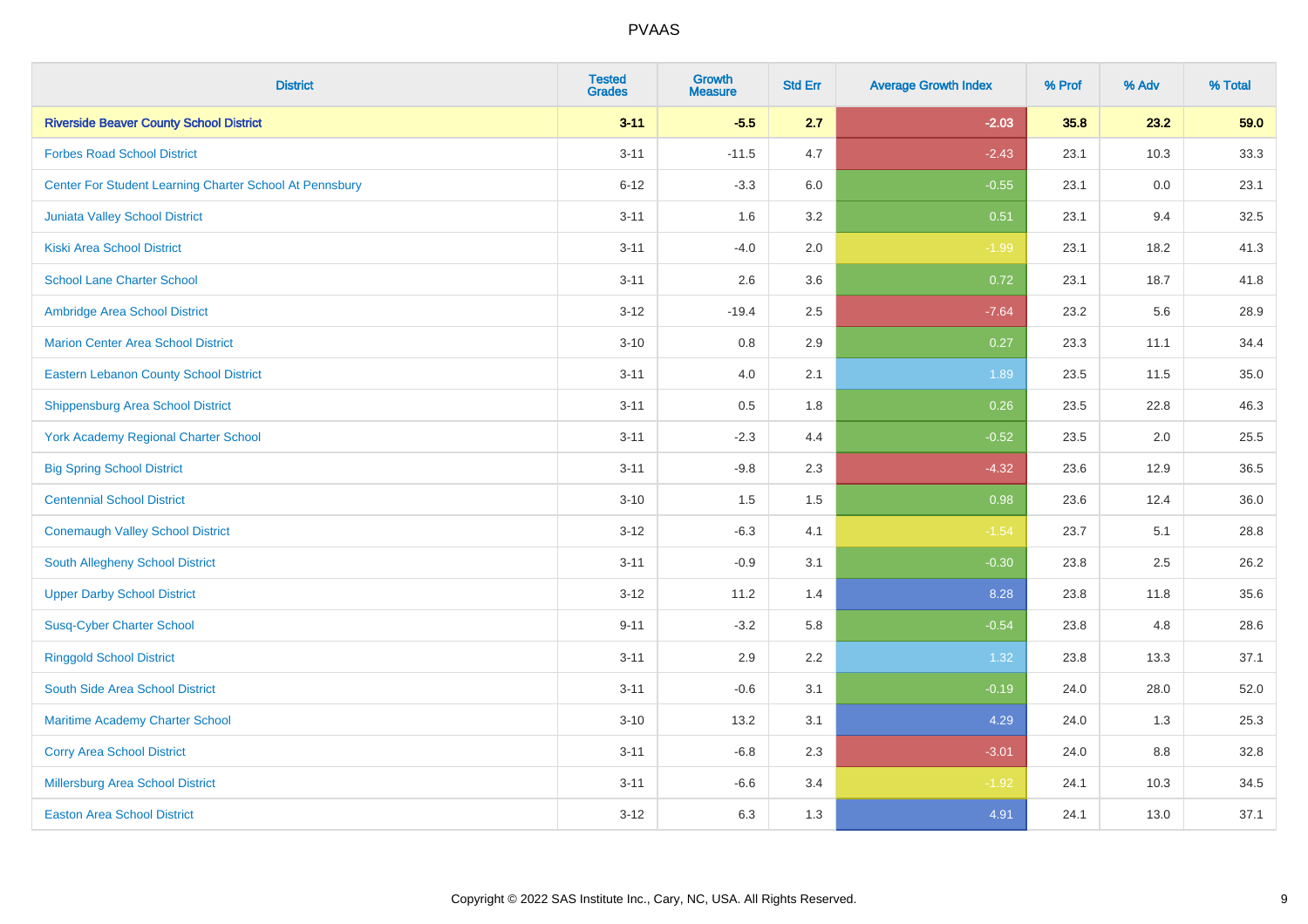# PVAAS

| District | Tested Grades | Growth Measure | Std Err | Average Growth Index | % Prof | % Adv | % Total |
|---|---|---|---|---|---|---|---|
| **Riverside Beaver County School District** | **3-11** | **-5.5** | **2.7** | **-2.03** | **35.8** | **23.2** | **59.0** |
| Forbes Road School District | 3-11 | -11.5 | 4.7 | -2.43 | 23.1 | 10.3 | 33.3 |
| Center For Student Learning Charter School At Pennsbury | 6-12 | -3.3 | 6.0 | -0.55 | 23.1 | 0.0 | 23.1 |
| Juniata Valley School District | 3-11 | 1.6 | 3.2 | 0.51 | 23.1 | 9.4 | 32.5 |
| Kiski Area School District | 3-11 | -4.0 | 2.0 | -1.99 | 23.1 | 18.2 | 41.3 |
| School Lane Charter School | 3-11 | 2.6 | 3.6 | 0.72 | 23.1 | 18.7 | 41.8 |
| Ambridge Area School District | 3-12 | -19.4 | 2.5 | -7.64 | 23.2 | 5.6 | 28.9 |
| Marion Center Area School District | 3-10 | 0.8 | 2.9 | 0.27 | 23.3 | 11.1 | 34.4 |
| Eastern Lebanon County School District | 3-11 | 4.0 | 2.1 | 1.89 | 23.5 | 11.5 | 35.0 |
| Shippensburg Area School District | 3-11 | 0.5 | 1.8 | 0.26 | 23.5 | 22.8 | 46.3 |
| York Academy Regional Charter School | 3-11 | -2.3 | 4.4 | -0.52 | 23.5 | 2.0 | 25.5 |
| Big Spring School District | 3-11 | -9.8 | 2.3 | -4.32 | 23.6 | 12.9 | 36.5 |
| Centennial School District | 3-10 | 1.5 | 1.5 | 0.98 | 23.6 | 12.4 | 36.0 |
| Conemaugh Valley School District | 3-12 | -6.3 | 4.1 | -1.54 | 23.7 | 5.1 | 28.8 |
| South Allegheny School District | 3-11 | -0.9 | 3.1 | -0.30 | 23.8 | 2.5 | 26.2 |
| Upper Darby School District | 3-12 | 11.2 | 1.4 | 8.28 | 23.8 | 11.8 | 35.6 |
| Susq-Cyber Charter School | 9-11 | -3.2 | 5.8 | -0.54 | 23.8 | 4.8 | 28.6 |
| Ringgold School District | 3-11 | 2.9 | 2.2 | 1.32 | 23.8 | 13.3 | 37.1 |
| South Side Area School District | 3-11 | -0.6 | 3.1 | -0.19 | 24.0 | 28.0 | 52.0 |
| Maritime Academy Charter School | 3-10 | 13.2 | 3.1 | 4.29 | 24.0 | 1.3 | 25.3 |
| Corry Area School District | 3-11 | -6.8 | 2.3 | -3.01 | 24.0 | 8.8 | 32.8 |
| Millersburg Area School District | 3-11 | -6.6 | 3.4 | -1.92 | 24.1 | 10.3 | 34.5 |
| Easton Area School District | 3-12 | 6.3 | 1.3 | 4.91 | 24.1 | 13.0 | 37.1 |

Copyright © 2022 SAS Institute Inc., Cary, NC, USA. All Rights Reserved.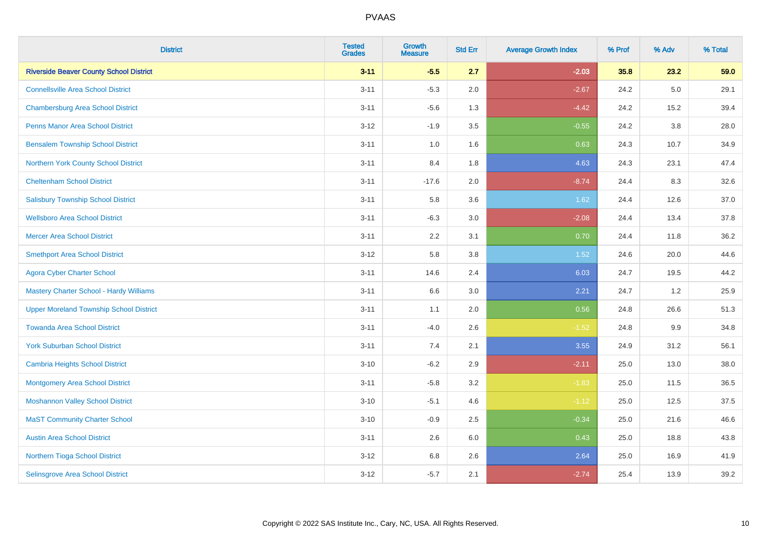| District | Tested Grades | Growth Measure | Std Err | Average Growth Index | % Prof | % Adv | % Total |
|---|---|---|---|---|---|---|---|
| **Riverside Beaver County School District** | **3-11** | **-5.5** | **2.7** | **-2.03** | **35.8** | **23.2** | **59.0** |
| Connellsville Area School District | 3-11 | -5.3 | 2.0 | -2.67 | 24.2 | 5.0 | 29.1 |
| Chambersburg Area School District | 3-11 | -5.6 | 1.3 | -4.42 | 24.2 | 15.2 | 39.4 |
| Penns Manor Area School District | 3-12 | -1.9 | 3.5 | -0.55 | 24.2 | 3.8 | 28.0 |
| Bensalem Township School District | 3-11 | 1.0 | 1.6 | 0.63 | 24.3 | 10.7 | 34.9 |
| Northern York County School District | 3-11 | 8.4 | 1.8 | 4.63 | 24.3 | 23.1 | 47.4 |
| Cheltenham School District | 3-11 | -17.6 | 2.0 | -8.74 | 24.4 | 8.3 | 32.6 |
| Salisbury Township School District | 3-11 | 5.8 | 3.6 | 1.62 | 24.4 | 12.6 | 37.0 |
| Wellsboro Area School District | 3-11 | -6.3 | 3.0 | -2.08 | 24.4 | 13.4 | 37.8 |
| Mercer Area School District | 3-11 | 2.2 | 3.1 | 0.70 | 24.4 | 11.8 | 36.2 |
| Smethport Area School District | 3-12 | 5.8 | 3.8 | 1.52 | 24.6 | 20.0 | 44.6 |
| Agora Cyber Charter School | 3-11 | 14.6 | 2.4 | 6.03 | 24.7 | 19.5 | 44.2 |
| Mastery Charter School - Hardy Williams | 3-11 | 6.6 | 3.0 | 2.21 | 24.7 | 1.2 | 25.9 |
| Upper Moreland Township School District | 3-11 | 1.1 | 2.0 | 0.56 | 24.8 | 26.6 | 51.3 |
| Towanda Area School District | 3-11 | -4.0 | 2.6 | -1.52 | 24.8 | 9.9 | 34.8 |
| York Suburban School District | 3-11 | 7.4 | 2.1 | 3.55 | 24.9 | 31.2 | 56.1 |
| Cambria Heights School District | 3-10 | -6.2 | 2.9 | -2.11 | 25.0 | 13.0 | 38.0 |
| Montgomery Area School District | 3-11 | -5.8 | 3.2 | -1.83 | 25.0 | 11.5 | 36.5 |
| Moshannon Valley School District | 3-10 | -5.1 | 4.6 | -1.12 | 25.0 | 12.5 | 37.5 |
| MaST Community Charter School | 3-10 | -0.9 | 2.5 | -0.34 | 25.0 | 21.6 | 46.6 |
| Austin Area School District | 3-11 | 2.6 | 6.0 | 0.43 | 25.0 | 18.8 | 43.8 |
| Northern Tioga School District | 3-12 | 6.8 | 2.6 | 2.64 | 25.0 | 16.9 | 41.9 |
| Selinsgrove Area School District | 3-12 | -5.7 | 2.1 | -2.74 | 25.4 | 13.9 | 39.2 |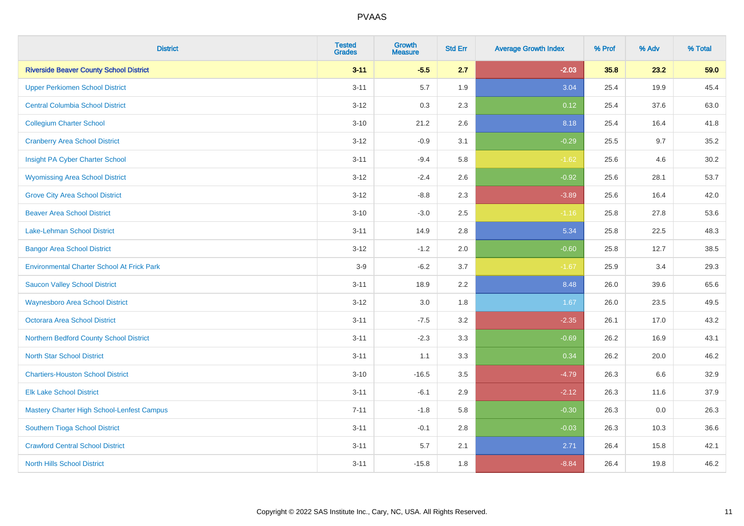PVAAS

| District | Tested Grades | Growth Measure | Std Err | Average Growth Index | % Prof | % Adv | % Total |
|---|---|---|---|---|---|---|---|
| **Riverside Beaver County School District** | **3-11** | **-5.5** | **2.7** | **-2.03** | **35.8** | **23.2** | **59.0** |
| Upper Perkiomen School District | 3-11 | 5.7 | 1.9 | 3.04 | 25.4 | 19.9 | 45.4 |
| Central Columbia School District | 3-12 | 0.3 | 2.3 | 0.12 | 25.4 | 37.6 | 63.0 |
| Collegium Charter School | 3-10 | 21.2 | 2.6 | 8.18 | 25.4 | 16.4 | 41.8 |
| Cranberry Area School District | 3-12 | -0.9 | 3.1 | -0.29 | 25.5 | 9.7 | 35.2 |
| Insight PA Cyber Charter School | 3-11 | -9.4 | 5.8 | -1.62 | 25.6 | 4.6 | 30.2 |
| Wyomissing Area School District | 3-12 | -2.4 | 2.6 | -0.92 | 25.6 | 28.1 | 53.7 |
| Grove City Area School District | 3-12 | -8.8 | 2.3 | -3.89 | 25.6 | 16.4 | 42.0 |
| Beaver Area School District | 3-10 | -3.0 | 2.5 | -1.16 | 25.8 | 27.8 | 53.6 |
| Lake-Lehman School District | 3-11 | 14.9 | 2.8 | 5.34 | 25.8 | 22.5 | 48.3 |
| Bangor Area School District | 3-12 | -1.2 | 2.0 | -0.60 | 25.8 | 12.7 | 38.5 |
| Environmental Charter School At Frick Park | 3-9 | -6.2 | 3.7 | -1.67 | 25.9 | 3.4 | 29.3 |
| Saucon Valley School District | 3-11 | 18.9 | 2.2 | 8.48 | 26.0 | 39.6 | 65.6 |
| Waynesboro Area School District | 3-12 | 3.0 | 1.8 | 1.67 | 26.0 | 23.5 | 49.5 |
| Octorara Area School District | 3-11 | -7.5 | 3.2 | -2.35 | 26.1 | 17.0 | 43.2 |
| Northern Bedford County School District | 3-11 | -2.3 | 3.3 | -0.69 | 26.2 | 16.9 | 43.1 |
| North Star School District | 3-11 | 1.1 | 3.3 | 0.34 | 26.2 | 20.0 | 46.2 |
| Chartiers-Houston School District | 3-10 | -16.5 | 3.5 | -4.79 | 26.3 | 6.6 | 32.9 |
| Elk Lake School District | 3-11 | -6.1 | 2.9 | -2.12 | 26.3 | 11.6 | 37.9 |
| Mastery Charter High School-Lenfest Campus | 7-11 | -1.8 | 5.8 | -0.30 | 26.3 | 0.0 | 26.3 |
| Southern Tioga School District | 3-11 | -0.1 | 2.8 | -0.03 | 26.3 | 10.3 | 36.6 |
| Crawford Central School District | 3-11 | 5.7 | 2.1 | 2.71 | 26.4 | 15.8 | 42.1 |
| North Hills School District | 3-11 | -15.8 | 1.8 | -8.84 | 26.4 | 19.8 | 46.2 |

Copyright © 2022 SAS Institute Inc., Cary, NC, USA. All Rights Reserved.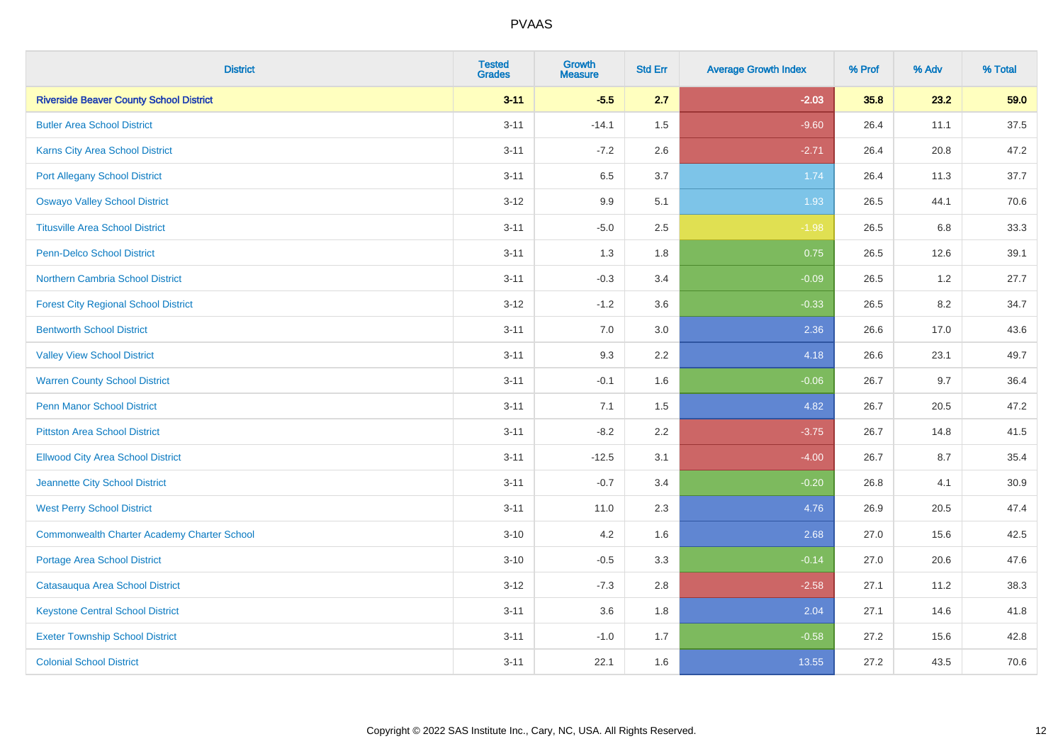# PVAAS

| District | Tested Grades | Growth Measure | Std Err | Average Growth Index | % Prof | % Adv | % Total |
|---|---|---|---|---|---|---|---|
| **Riverside Beaver County School District** | **3-11** | **-5.5** | **2.7** | **-2.03** | **35.8** | **23.2** | **59.0** |
| Butler Area School District | 3-11 | -14.1 | 1.5 | -9.60 | 26.4 | 11.1 | 37.5 |
| Karns City Area School District | 3-11 | -7.2 | 2.6 | -2.71 | 26.4 | 20.8 | 47.2 |
| Port Allegany School District | 3-11 | 6.5 | 3.7 | 1.74 | 26.4 | 11.3 | 37.7 |
| Oswayo Valley School District | 3-12 | 9.9 | 5.1 | 1.93 | 26.5 | 44.1 | 70.6 |
| Titusville Area School District | 3-11 | -5.0 | 2.5 | -1.98 | 26.5 | 6.8 | 33.3 |
| Penn-Delco School District | 3-11 | 1.3 | 1.8 | 0.75 | 26.5 | 12.6 | 39.1 |
| Northern Cambria School District | 3-11 | -0.3 | 3.4 | -0.09 | 26.5 | 1.2 | 27.7 |
| Forest City Regional School District | 3-12 | -1.2 | 3.6 | -0.33 | 26.5 | 8.2 | 34.7 |
| Bentworth School District | 3-11 | 7.0 | 3.0 | 2.36 | 26.6 | 17.0 | 43.6 |
| Valley View School District | 3-11 | 9.3 | 2.2 | 4.18 | 26.6 | 23.1 | 49.7 |
| Warren County School District | 3-11 | -0.1 | 1.6 | -0.06 | 26.7 | 9.7 | 36.4 |
| Penn Manor School District | 3-11 | 7.1 | 1.5 | 4.82 | 26.7 | 20.5 | 47.2 |
| Pittston Area School District | 3-11 | -8.2 | 2.2 | -3.75 | 26.7 | 14.8 | 41.5 |
| Ellwood City Area School District | 3-11 | -12.5 | 3.1 | -4.00 | 26.7 | 8.7 | 35.4 |
| Jeannette City School District | 3-11 | -0.7 | 3.4 | -0.20 | 26.8 | 4.1 | 30.9 |
| West Perry School District | 3-11 | 11.0 | 2.3 | 4.76 | 26.9 | 20.5 | 47.4 |
| Commonwealth Charter Academy Charter School | 3-10 | 4.2 | 1.6 | 2.68 | 27.0 | 15.6 | 42.5 |
| Portage Area School District | 3-10 | -0.5 | 3.3 | -0.14 | 27.0 | 20.6 | 47.6 |
| Catasauqua Area School District | 3-12 | -7.3 | 2.8 | -2.58 | 27.1 | 11.2 | 38.3 |
| Keystone Central School District | 3-11 | 3.6 | 1.8 | 2.04 | 27.1 | 14.6 | 41.8 |
| Exeter Township School District | 3-11 | -1.0 | 1.7 | -0.58 | 27.2 | 15.6 | 42.8 |
| Colonial School District | 3-11 | 22.1 | 1.6 | 13.55 | 27.2 | 43.5 | 70.6 |

Copyright © 2022 SAS Institute Inc., Cary, NC, USA. All Rights Reserved.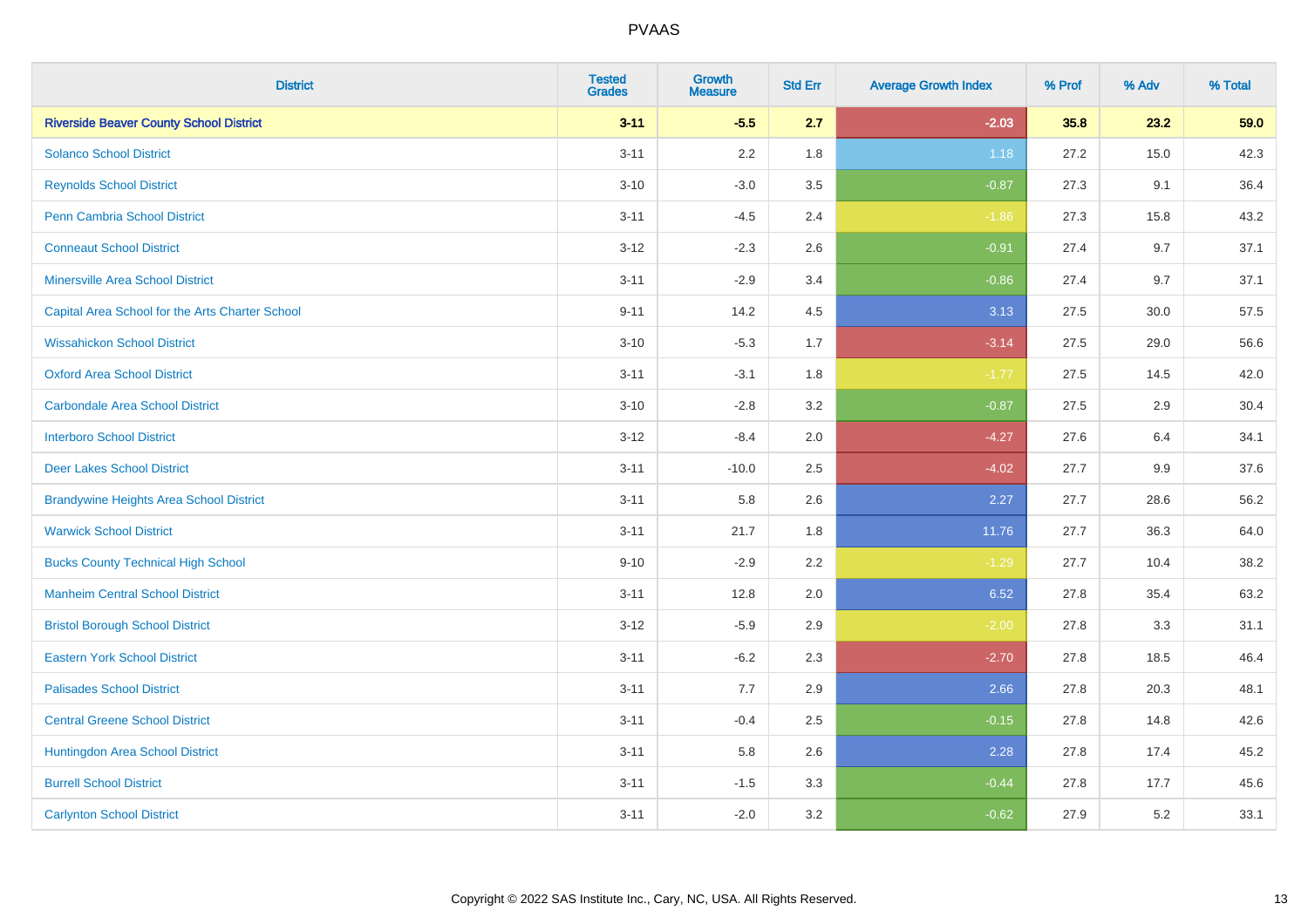| District | Tested Grades | Growth Measure | Std Err | Average Growth Index | % Prof | % Adv | % Total |
|---|---|---|---|---|---|---|---|
| **Riverside Beaver County School District** | **3-11** | **-5.5** | **2.7** | **-2.03** | **35.8** | **23.2** | **59.0** |
| Solanco School District | 3-11 | 2.2 | 1.8 | 1.18 | 27.2 | 15.0 | 42.3 |
| Reynolds School District | 3-10 | -3.0 | 3.5 | -0.87 | 27.3 | 9.1 | 36.4 |
| Penn Cambria School District | 3-11 | -4.5 | 2.4 | -1.86 | 27.3 | 15.8 | 43.2 |
| Conneaut School District | 3-12 | -2.3 | 2.6 | -0.91 | 27.4 | 9.7 | 37.1 |
| Minersville Area School District | 3-11 | -2.9 | 3.4 | -0.86 | 27.4 | 9.7 | 37.1 |
| Capital Area School for the Arts Charter School | 9-11 | 14.2 | 4.5 | 3.13 | 27.5 | 30.0 | 57.5 |
| Wissahickon School District | 3-10 | -5.3 | 1.7 | -3.14 | 27.5 | 29.0 | 56.6 |
| Oxford Area School District | 3-11 | -3.1 | 1.8 | -1.77 | 27.5 | 14.5 | 42.0 |
| Carbondale Area School District | 3-10 | -2.8 | 3.2 | -0.87 | 27.5 | 2.9 | 30.4 |
| Interboro School District | 3-12 | -8.4 | 2.0 | -4.27 | 27.6 | 6.4 | 34.1 |
| Deer Lakes School District | 3-11 | -10.0 | 2.5 | -4.02 | 27.7 | 9.9 | 37.6 |
| Brandywine Heights Area School District | 3-11 | 5.8 | 2.6 | 2.27 | 27.7 | 28.6 | 56.2 |
| Warwick School District | 3-11 | 21.7 | 1.8 | 11.76 | 27.7 | 36.3 | 64.0 |
| Bucks County Technical High School | 9-10 | -2.9 | 2.2 | -1.29 | 27.7 | 10.4 | 38.2 |
| Manheim Central School District | 3-11 | 12.8 | 2.0 | 6.52 | 27.8 | 35.4 | 63.2 |
| Bristol Borough School District | 3-12 | -5.9 | 2.9 | -2.00 | 27.8 | 3.3 | 31.1 |
| Eastern York School District | 3-11 | -6.2 | 2.3 | -2.70 | 27.8 | 18.5 | 46.4 |
| Palisades School District | 3-11 | 7.7 | 2.9 | 2.66 | 27.8 | 20.3 | 48.1 |
| Central Greene School District | 3-11 | -0.4 | 2.5 | -0.15 | 27.8 | 14.8 | 42.6 |
| Huntingdon Area School District | 3-11 | 5.8 | 2.6 | 2.28 | 27.8 | 17.4 | 45.2 |
| Burrell School District | 3-11 | -1.5 | 3.3 | -0.44 | 27.8 | 17.7 | 45.6 |
| Carlynton School District | 3-11 | -2.0 | 3.2 | -0.62 | 27.9 | 5.2 | 33.1 |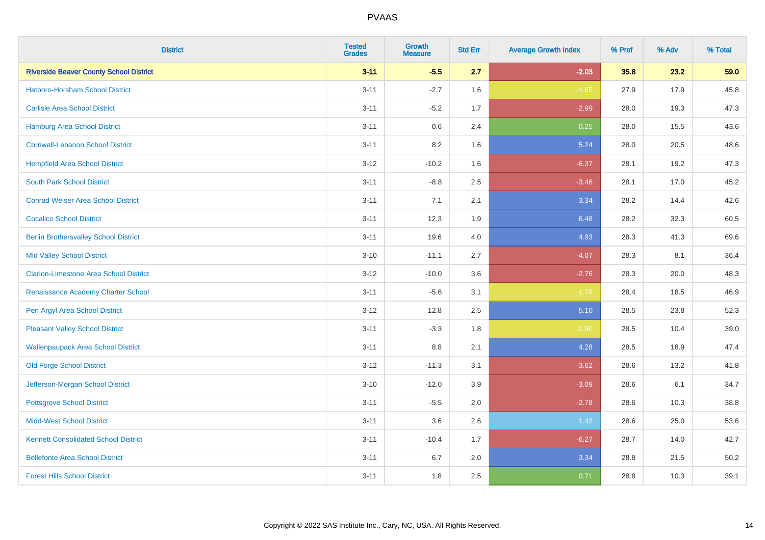PVAAS

| District | Tested Grades | Growth Measure | Std Err | Average Growth Index | % Prof | % Adv | % Total |
|---|---|---|---|---|---|---|---|
| **Riverside Beaver County School District** | **3-11** | **-5.5** | **2.7** | **-2.03** | **35.8** | **23.2** | **59.0** |
| Hatboro-Horsham School District | 3-11 | -2.7 | 1.6 | -1.65 | 27.9 | 17.9 | 45.8 |
| Carlisle Area School District | 3-11 | -5.2 | 1.7 | -2.99 | 28.0 | 19.3 | 47.3 |
| Hamburg Area School District | 3-11 | 0.6 | 2.4 | 0.25 | 28.0 | 15.5 | 43.6 |
| Cornwall-Lebanon School District | 3-11 | 8.2 | 1.6 | 5.24 | 28.0 | 20.5 | 48.6 |
| Hempfield Area School District | 3-12 | -10.2 | 1.6 | -6.37 | 28.1 | 19.2 | 47.3 |
| South Park School District | 3-11 | -8.8 | 2.5 | -3.46 | 28.1 | 17.0 | 45.2 |
| Conrad Weiser Area School District | 3-11 | 7.1 | 2.1 | 3.34 | 28.2 | 14.4 | 42.6 |
| Cocalico School District | 3-11 | 12.3 | 1.9 | 6.48 | 28.2 | 32.3 | 60.5 |
| Berlin Brothersvalley School District | 3-11 | 19.6 | 4.0 | 4.93 | 28.3 | 41.3 | 69.6 |
| Mid Valley School District | 3-10 | -11.1 | 2.7 | -4.07 | 28.3 | 8.1 | 36.4 |
| Clarion-Limestone Area School District | 3-12 | -10.0 | 3.6 | -2.76 | 28.3 | 20.0 | 48.3 |
| Renaissance Academy Charter School | 3-11 | -5.6 | 3.1 | -1.79 | 28.4 | 18.5 | 46.9 |
| Pen Argyl Area School District | 3-12 | 12.8 | 2.5 | 5.10 | 28.5 | 23.8 | 52.3 |
| Pleasant Valley School District | 3-11 | -3.3 | 1.8 | -1.80 | 28.5 | 10.4 | 39.0 |
| Wallenpaupack Area School District | 3-11 | 8.8 | 2.1 | 4.28 | 28.5 | 18.9 | 47.4 |
| Old Forge School District | 3-12 | -11.3 | 3.1 | -3.62 | 28.6 | 13.2 | 41.8 |
| Jefferson-Morgan School District | 3-10 | -12.0 | 3.9 | -3.09 | 28.6 | 6.1 | 34.7 |
| Pottsgrove School District | 3-11 | -5.5 | 2.0 | -2.78 | 28.6 | 10.3 | 38.8 |
| Midd-West School District | 3-11 | 3.6 | 2.6 | 1.42 | 28.6 | 25.0 | 53.6 |
| Kennett Consolidated School District | 3-11 | -10.4 | 1.7 | -6.27 | 28.7 | 14.0 | 42.7 |
| Bellefonte Area School District | 3-11 | 6.7 | 2.0 | 3.34 | 28.8 | 21.5 | 50.2 |
| Forest Hills School District | 3-11 | 1.8 | 2.5 | 0.71 | 28.8 | 10.3 | 39.1 |

Copyright © 2022 SAS Institute Inc., Cary, NC, USA. All Rights Reserved.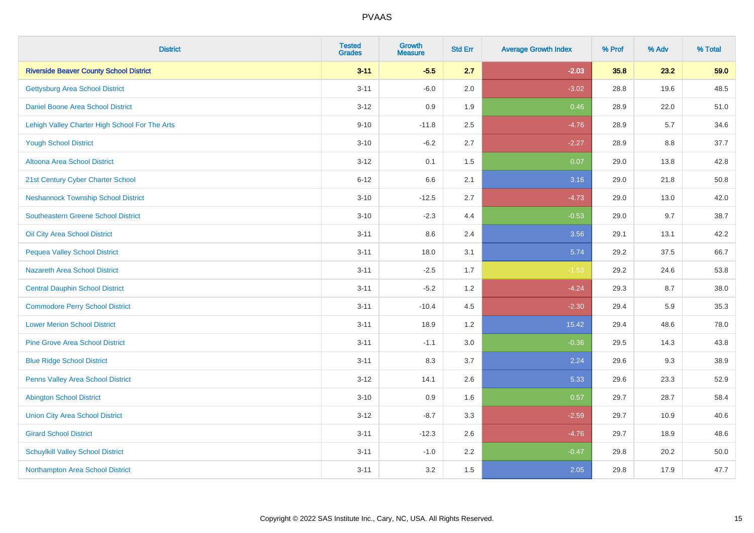| District | Tested Grades | Growth Measure | Std Err | Average Growth Index | % Prof | % Adv | % Total |
|---|---|---|---|---|---|---|---|
| **Riverside Beaver County School District** | **3-11** | **-5.5** | **2.7** | **-2.03** | **35.8** | **23.2** | **59.0** |
| Gettysburg Area School District | 3-11 | -6.0 | 2.0 | -3.02 | 28.8 | 19.6 | 48.5 |
| Daniel Boone Area School District | 3-12 | 0.9 | 1.9 | 0.46 | 28.9 | 22.0 | 51.0 |
| Lehigh Valley Charter High School For The Arts | 9-10 | -11.8 | 2.5 | -4.76 | 28.9 | 5.7 | 34.6 |
| Yough School District | 3-10 | -6.2 | 2.7 | -2.27 | 28.9 | 8.8 | 37.7 |
| Altoona Area School District | 3-12 | 0.1 | 1.5 | 0.07 | 29.0 | 13.8 | 42.8 |
| 21st Century Cyber Charter School | 6-12 | 6.6 | 2.1 | 3.16 | 29.0 | 21.8 | 50.8 |
| Neshannock Township School District | 3-10 | -12.5 | 2.7 | -4.73 | 29.0 | 13.0 | 42.0 |
| Southeastern Greene School District | 3-10 | -2.3 | 4.4 | -0.53 | 29.0 | 9.7 | 38.7 |
| Oil City Area School District | 3-11 | 8.6 | 2.4 | 3.56 | 29.1 | 13.1 | 42.2 |
| Pequea Valley School District | 3-11 | 18.0 | 3.1 | 5.74 | 29.2 | 37.5 | 66.7 |
| Nazareth Area School District | 3-11 | -2.5 | 1.7 | -1.53 | 29.2 | 24.6 | 53.8 |
| Central Dauphin School District | 3-11 | -5.2 | 1.2 | -4.24 | 29.3 | 8.7 | 38.0 |
| Commodore Perry School District | 3-11 | -10.4 | 4.5 | -2.30 | 29.4 | 5.9 | 35.3 |
| Lower Merion School District | 3-11 | 18.9 | 1.2 | 15.42 | 29.4 | 48.6 | 78.0 |
| Pine Grove Area School District | 3-11 | -1.1 | 3.0 | -0.36 | 29.5 | 14.3 | 43.8 |
| Blue Ridge School District | 3-11 | 8.3 | 3.7 | 2.24 | 29.6 | 9.3 | 38.9 |
| Penns Valley Area School District | 3-12 | 14.1 | 2.6 | 5.33 | 29.6 | 23.3 | 52.9 |
| Abington School District | 3-10 | 0.9 | 1.6 | 0.57 | 29.7 | 28.7 | 58.4 |
| Union City Area School District | 3-12 | -8.7 | 3.3 | -2.59 | 29.7 | 10.9 | 40.6 |
| Girard School District | 3-11 | -12.3 | 2.6 | -4.76 | 29.7 | 18.9 | 48.6 |
| Schuylkill Valley School District | 3-11 | -1.0 | 2.2 | -0.47 | 29.8 | 20.2 | 50.0 |
| Northampton Area School District | 3-11 | 3.2 | 1.5 | 2.05 | 29.8 | 17.9 | 47.7 |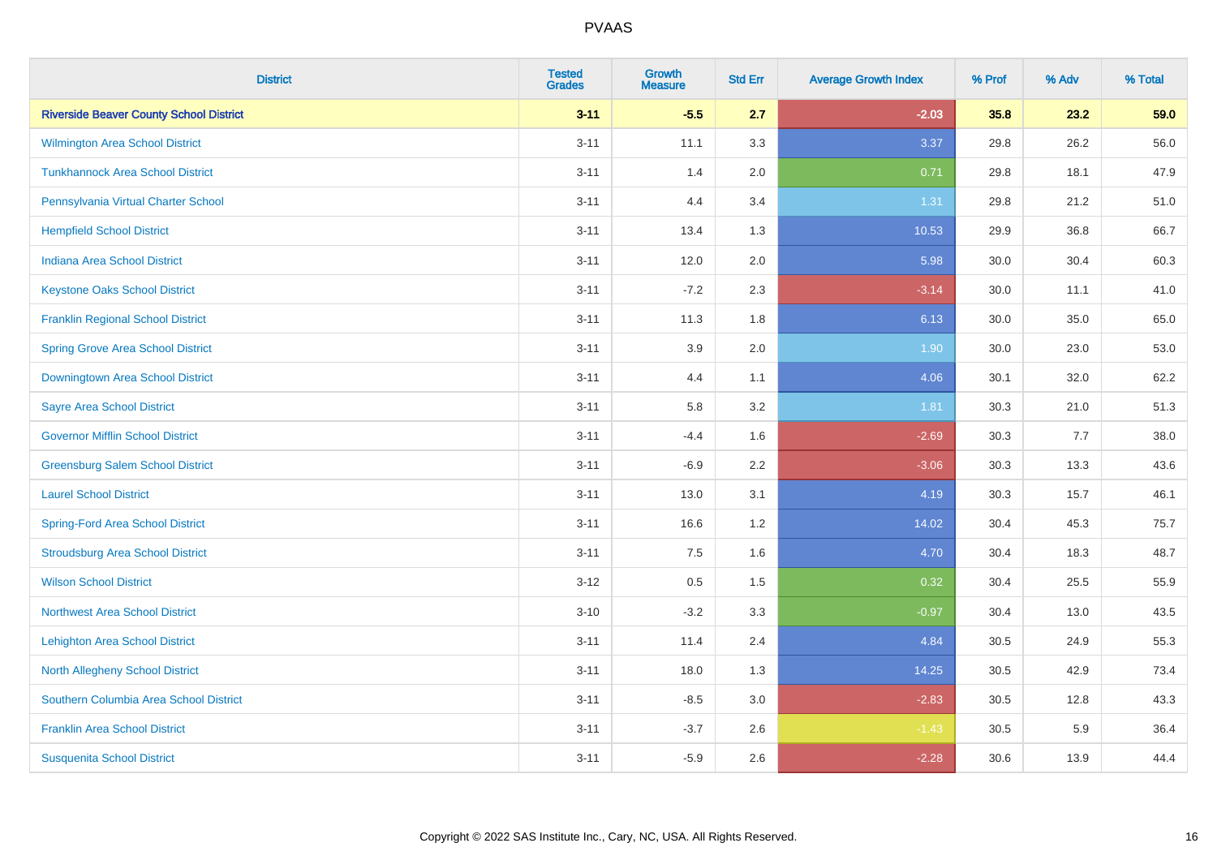# PVAAS

| District | Tested Grades | Growth Measure | Std Err | Average Growth Index | % Prof | % Adv | % Total |
|---|---|---|---|---|---|---|---|
| **Riverside Beaver County School District** | **3-11** | **-5.5** | **2.7** | **-2.03** | **35.8** | **23.2** | **59.0** |
| Wilmington Area School District | 3-11 | 11.1 | 3.3 | 3.37 | 29.8 | 26.2 | 56.0 |
| Tunkhannock Area School District | 3-11 | 1.4 | 2.0 | 0.71 | 29.8 | 18.1 | 47.9 |
| Pennsylvania Virtual Charter School | 3-11 | 4.4 | 3.4 | 1.31 | 29.8 | 21.2 | 51.0 |
| Hempfield School District | 3-11 | 13.4 | 1.3 | 10.53 | 29.9 | 36.8 | 66.7 |
| Indiana Area School District | 3-11 | 12.0 | 2.0 | 5.98 | 30.0 | 30.4 | 60.3 |
| Keystone Oaks School District | 3-11 | -7.2 | 2.3 | -3.14 | 30.0 | 11.1 | 41.0 |
| Franklin Regional School District | 3-11 | 11.3 | 1.8 | 6.13 | 30.0 | 35.0 | 65.0 |
| Spring Grove Area School District | 3-11 | 3.9 | 2.0 | 1.90 | 30.0 | 23.0 | 53.0 |
| Downingtown Area School District | 3-11 | 4.4 | 1.1 | 4.06 | 30.1 | 32.0 | 62.2 |
| Sayre Area School District | 3-11 | 5.8 | 3.2 | 1.81 | 30.3 | 21.0 | 51.3 |
| Governor Mifflin School District | 3-11 | -4.4 | 1.6 | -2.69 | 30.3 | 7.7 | 38.0 |
| Greensburg Salem School District | 3-11 | -6.9 | 2.2 | -3.06 | 30.3 | 13.3 | 43.6 |
| Laurel School District | 3-11 | 13.0 | 3.1 | 4.19 | 30.3 | 15.7 | 46.1 |
| Spring-Ford Area School District | 3-11 | 16.6 | 1.2 | 14.02 | 30.4 | 45.3 | 75.7 |
| Stroudsburg Area School District | 3-11 | 7.5 | 1.6 | 4.70 | 30.4 | 18.3 | 48.7 |
| Wilson School District | 3-12 | 0.5 | 1.5 | 0.32 | 30.4 | 25.5 | 55.9 |
| Northwest Area School District | 3-10 | -3.2 | 3.3 | -0.97 | 30.4 | 13.0 | 43.5 |
| Lehighton Area School District | 3-11 | 11.4 | 2.4 | 4.84 | 30.5 | 24.9 | 55.3 |
| North Allegheny School District | 3-11 | 18.0 | 1.3 | 14.25 | 30.5 | 42.9 | 73.4 |
| Southern Columbia Area School District | 3-11 | -8.5 | 3.0 | -2.83 | 30.5 | 12.8 | 43.3 |
| Franklin Area School District | 3-11 | -3.7 | 2.6 | -1.43 | 30.5 | 5.9 | 36.4 |
| Susquenita School District | 3-11 | -5.9 | 2.6 | -2.28 | 30.6 | 13.9 | 44.4 |

Copyright © 2022 SAS Institute Inc., Cary, NC, USA. All Rights Reserved.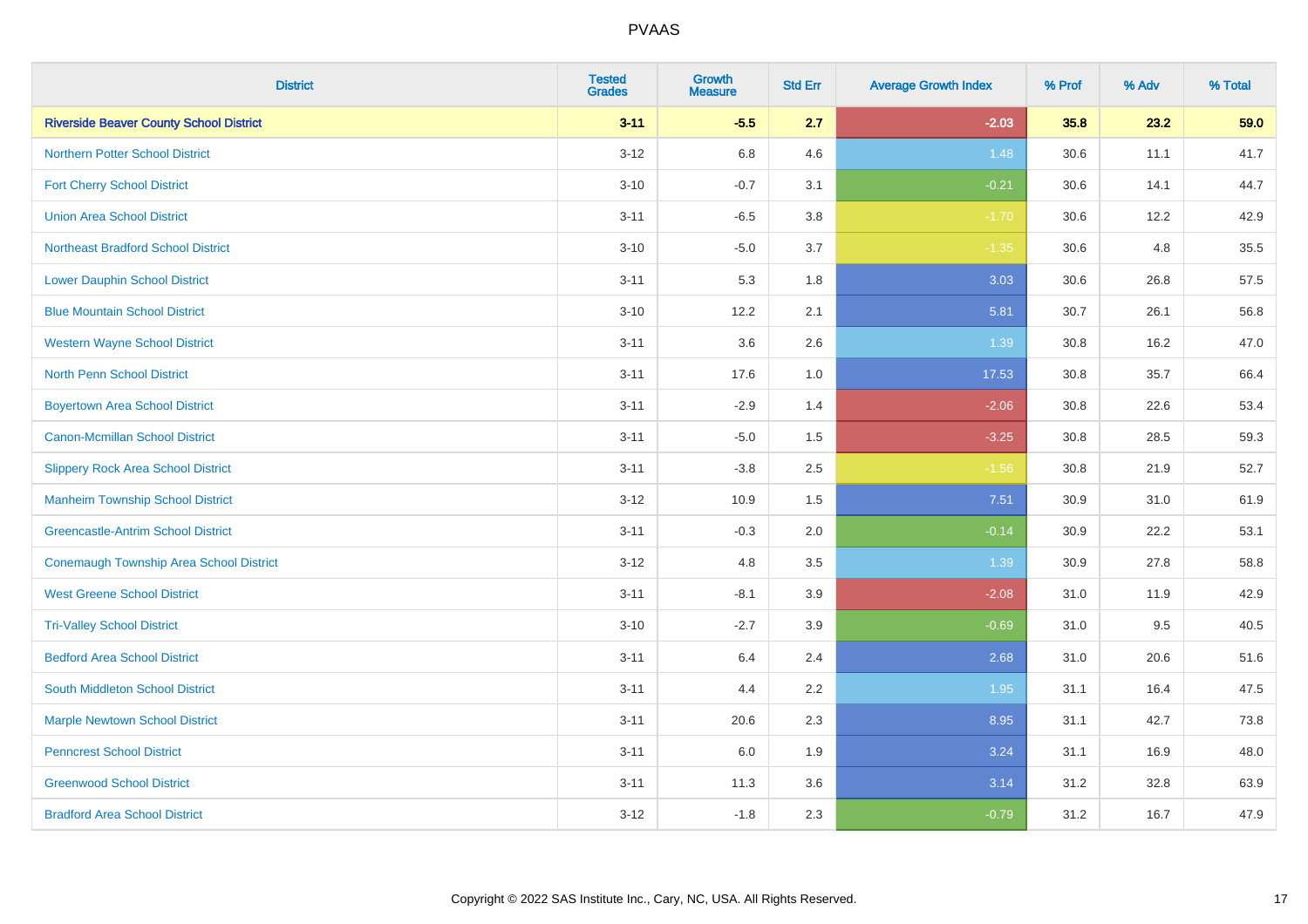| District | Tested Grades | Growth Measure | Std Err | Average Growth Index | % Prof | % Adv | % Total |
|---|---|---|---|---|---|---|---|
| **Riverside Beaver County School District** | **3-11** | **-5.5** | **2.7** | **-2.03** | **35.8** | **23.2** | **59.0** |
| Northern Potter School District | 3-12 | 6.8 | 4.6 | 1.48 | 30.6 | 11.1 | 41.7 |
| Fort Cherry School District | 3-10 | -0.7 | 3.1 | -0.21 | 30.6 | 14.1 | 44.7 |
| Union Area School District | 3-11 | -6.5 | 3.8 | -1.70 | 30.6 | 12.2 | 42.9 |
| Northeast Bradford School District | 3-10 | -5.0 | 3.7 | -1.35 | 30.6 | 4.8 | 35.5 |
| Lower Dauphin School District | 3-11 | 5.3 | 1.8 | 3.03 | 30.6 | 26.8 | 57.5 |
| Blue Mountain School District | 3-10 | 12.2 | 2.1 | 5.81 | 30.7 | 26.1 | 56.8 |
| Western Wayne School District | 3-11 | 3.6 | 2.6 | 1.39 | 30.8 | 16.2 | 47.0 |
| North Penn School District | 3-11 | 17.6 | 1.0 | 17.53 | 30.8 | 35.7 | 66.4 |
| Boyertown Area School District | 3-11 | -2.9 | 1.4 | -2.06 | 30.8 | 22.6 | 53.4 |
| Canon-Mcmillan School District | 3-11 | -5.0 | 1.5 | -3.25 | 30.8 | 28.5 | 59.3 |
| Slippery Rock Area School District | 3-11 | -3.8 | 2.5 | -1.56 | 30.8 | 21.9 | 52.7 |
| Manheim Township School District | 3-12 | 10.9 | 1.5 | 7.51 | 30.9 | 31.0 | 61.9 |
| Greencastle-Antrim School District | 3-11 | -0.3 | 2.0 | -0.14 | 30.9 | 22.2 | 53.1 |
| Conemaugh Township Area School District | 3-12 | 4.8 | 3.5 | 1.39 | 30.9 | 27.8 | 58.8 |
| West Greene School District | 3-11 | -8.1 | 3.9 | -2.08 | 31.0 | 11.9 | 42.9 |
| Tri-Valley School District | 3-10 | -2.7 | 3.9 | -0.69 | 31.0 | 9.5 | 40.5 |
| Bedford Area School District | 3-11 | 6.4 | 2.4 | 2.68 | 31.0 | 20.6 | 51.6 |
| South Middleton School District | 3-11 | 4.4 | 2.2 | 1.95 | 31.1 | 16.4 | 47.5 |
| Marple Newtown School District | 3-11 | 20.6 | 2.3 | 8.95 | 31.1 | 42.7 | 73.8 |
| Penncrest School District | 3-11 | 6.0 | 1.9 | 3.24 | 31.1 | 16.9 | 48.0 |
| Greenwood School District | 3-11 | 11.3 | 3.6 | 3.14 | 31.2 | 32.8 | 63.9 |
| Bradford Area School District | 3-12 | -1.8 | 2.3 | -0.79 | 31.2 | 16.7 | 47.9 |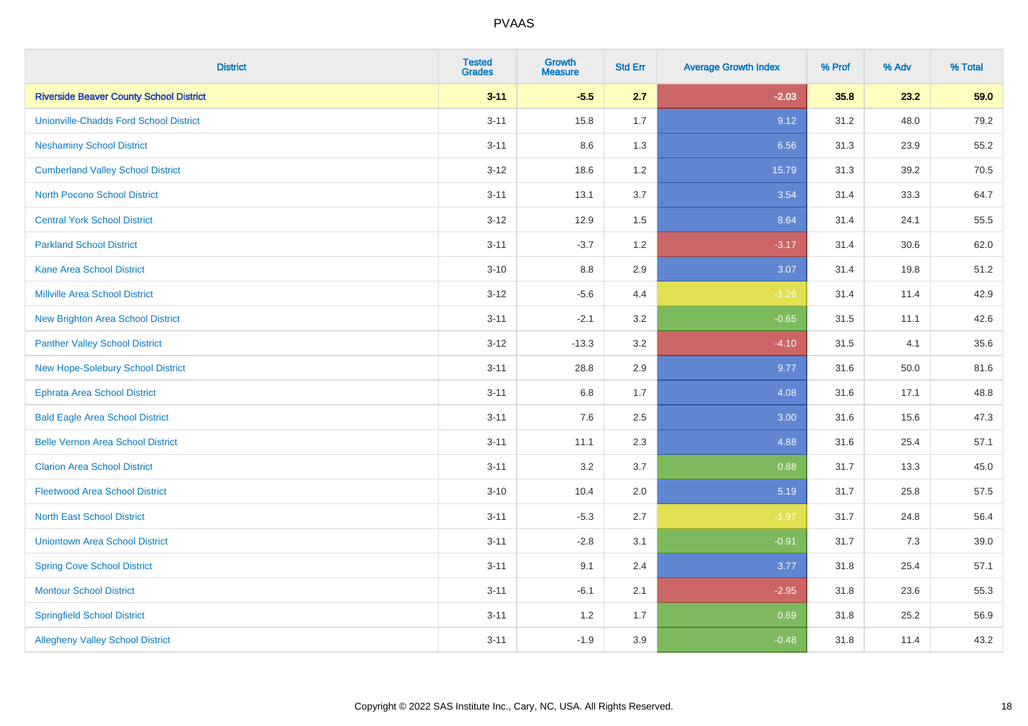| District | Tested Grades | Growth Measure | Std Err | Average Growth Index | % Prof | % Adv | % Total |
|---|---|---|---|---|---|---|---|
| **Riverside Beaver County School District** | **3-11** | **-5.5** | **2.7** | **-2.03** | **35.8** | **23.2** | **59.0** |
| Unionville-Chadds Ford School District | 3-11 | 15.8 | 1.7 | 9.12 | 31.2 | 48.0 | 79.2 |
| Neshaminy School District | 3-11 | 8.6 | 1.3 | 6.56 | 31.3 | 23.9 | 55.2 |
| Cumberland Valley School District | 3-12 | 18.6 | 1.2 | 15.79 | 31.3 | 39.2 | 70.5 |
| North Pocono School District | 3-11 | 13.1 | 3.7 | 3.54 | 31.4 | 33.3 | 64.7 |
| Central York School District | 3-12 | 12.9 | 1.5 | 8.64 | 31.4 | 24.1 | 55.5 |
| Parkland School District | 3-11 | -3.7 | 1.2 | -3.17 | 31.4 | 30.6 | 62.0 |
| Kane Area School District | 3-10 | 8.8 | 2.9 | 3.07 | 31.4 | 19.8 | 51.2 |
| Millville Area School District | 3-12 | -5.6 | 4.4 | -1.26 | 31.4 | 11.4 | 42.9 |
| New Brighton Area School District | 3-11 | -2.1 | 3.2 | -0.65 | 31.5 | 11.1 | 42.6 |
| Panther Valley School District | 3-12 | -13.3 | 3.2 | -4.10 | 31.5 | 4.1 | 35.6 |
| New Hope-Solebury School District | 3-11 | 28.8 | 2.9 | 9.77 | 31.6 | 50.0 | 81.6 |
| Ephrata Area School District | 3-11 | 6.8 | 1.7 | 4.08 | 31.6 | 17.1 | 48.8 |
| Bald Eagle Area School District | 3-11 | 7.6 | 2.5 | 3.00 | 31.6 | 15.6 | 47.3 |
| Belle Vernon Area School District | 3-11 | 11.1 | 2.3 | 4.88 | 31.6 | 25.4 | 57.1 |
| Clarion Area School District | 3-11 | 3.2 | 3.7 | 0.88 | 31.7 | 13.3 | 45.0 |
| Fleetwood Area School District | 3-10 | 10.4 | 2.0 | 5.19 | 31.7 | 25.8 | 57.5 |
| North East School District | 3-11 | -5.3 | 2.7 | -1.97 | 31.7 | 24.8 | 56.4 |
| Uniontown Area School District | 3-11 | -2.8 | 3.1 | -0.91 | 31.7 | 7.3 | 39.0 |
| Spring Cove School District | 3-11 | 9.1 | 2.4 | 3.77 | 31.8 | 25.4 | 57.1 |
| Montour School District | 3-11 | -6.1 | 2.1 | -2.95 | 31.8 | 23.6 | 55.3 |
| Springfield School District | 3-11 | 1.2 | 1.7 | 0.69 | 31.8 | 25.2 | 56.9 |
| Allegheny Valley School District | 3-11 | -1.9 | 3.9 | -0.48 | 31.8 | 11.4 | 43.2 |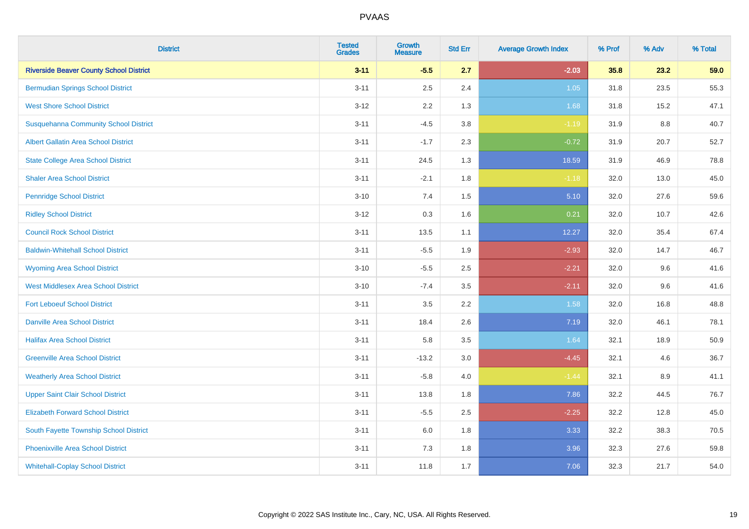# PVAAS

| District | Tested Grades | Growth Measure | Std Err | Average Growth Index | % Prof | % Adv | % Total |
|---|---|---|---|---|---|---|---|
| **Riverside Beaver County School District** | **3-11** | **-5.5** | **2.7** | **-2.03** | **35.8** | **23.2** | **59.0** |
| Bermudian Springs School District | 3-11 | 2.5 | 2.4 | 1.05 | 31.8 | 23.5 | 55.3 |
| West Shore School District | 3-12 | 2.2 | 1.3 | 1.68 | 31.8 | 15.2 | 47.1 |
| Susquehanna Community School District | 3-11 | -4.5 | 3.8 | -1.19 | 31.9 | 8.8 | 40.7 |
| Albert Gallatin Area School District | 3-11 | -1.7 | 2.3 | -0.72 | 31.9 | 20.7 | 52.7 |
| State College Area School District | 3-11 | 24.5 | 1.3 | 18.59 | 31.9 | 46.9 | 78.8 |
| Shaler Area School District | 3-11 | -2.1 | 1.8 | -1.18 | 32.0 | 13.0 | 45.0 |
| Pennridge School District | 3-10 | 7.4 | 1.5 | 5.10 | 32.0 | 27.6 | 59.6 |
| Ridley School District | 3-12 | 0.3 | 1.6 | 0.21 | 32.0 | 10.7 | 42.6 |
| Council Rock School District | 3-11 | 13.5 | 1.1 | 12.27 | 32.0 | 35.4 | 67.4 |
| Baldwin-Whitehall School District | 3-11 | -5.5 | 1.9 | -2.93 | 32.0 | 14.7 | 46.7 |
| Wyoming Area School District | 3-10 | -5.5 | 2.5 | -2.21 | 32.0 | 9.6 | 41.6 |
| West Middlesex Area School District | 3-10 | -7.4 | 3.5 | -2.11 | 32.0 | 9.6 | 41.6 |
| Fort Leboeuf School District | 3-11 | 3.5 | 2.2 | 1.58 | 32.0 | 16.8 | 48.8 |
| Danville Area School District | 3-11 | 18.4 | 2.6 | 7.19 | 32.0 | 46.1 | 78.1 |
| Halifax Area School District | 3-11 | 5.8 | 3.5 | 1.64 | 32.1 | 18.9 | 50.9 |
| Greenville Area School District | 3-11 | -13.2 | 3.0 | -4.45 | 32.1 | 4.6 | 36.7 |
| Weatherly Area School District | 3-11 | -5.8 | 4.0 | -1.44 | 32.1 | 8.9 | 41.1 |
| Upper Saint Clair School District | 3-11 | 13.8 | 1.8 | 7.86 | 32.2 | 44.5 | 76.7 |
| Elizabeth Forward School District | 3-11 | -5.5 | 2.5 | -2.25 | 32.2 | 12.8 | 45.0 |
| South Fayette Township School District | 3-11 | 6.0 | 1.8 | 3.33 | 32.2 | 38.3 | 70.5 |
| Phoenixville Area School District | 3-11 | 7.3 | 1.8 | 3.96 | 32.3 | 27.6 | 59.8 |
| Whitehall-Coplay School District | 3-11 | 11.8 | 1.7 | 7.06 | 32.3 | 21.7 | 54.0 |

Copyright © 2022 SAS Institute Inc., Cary, NC, USA. All Rights Reserved.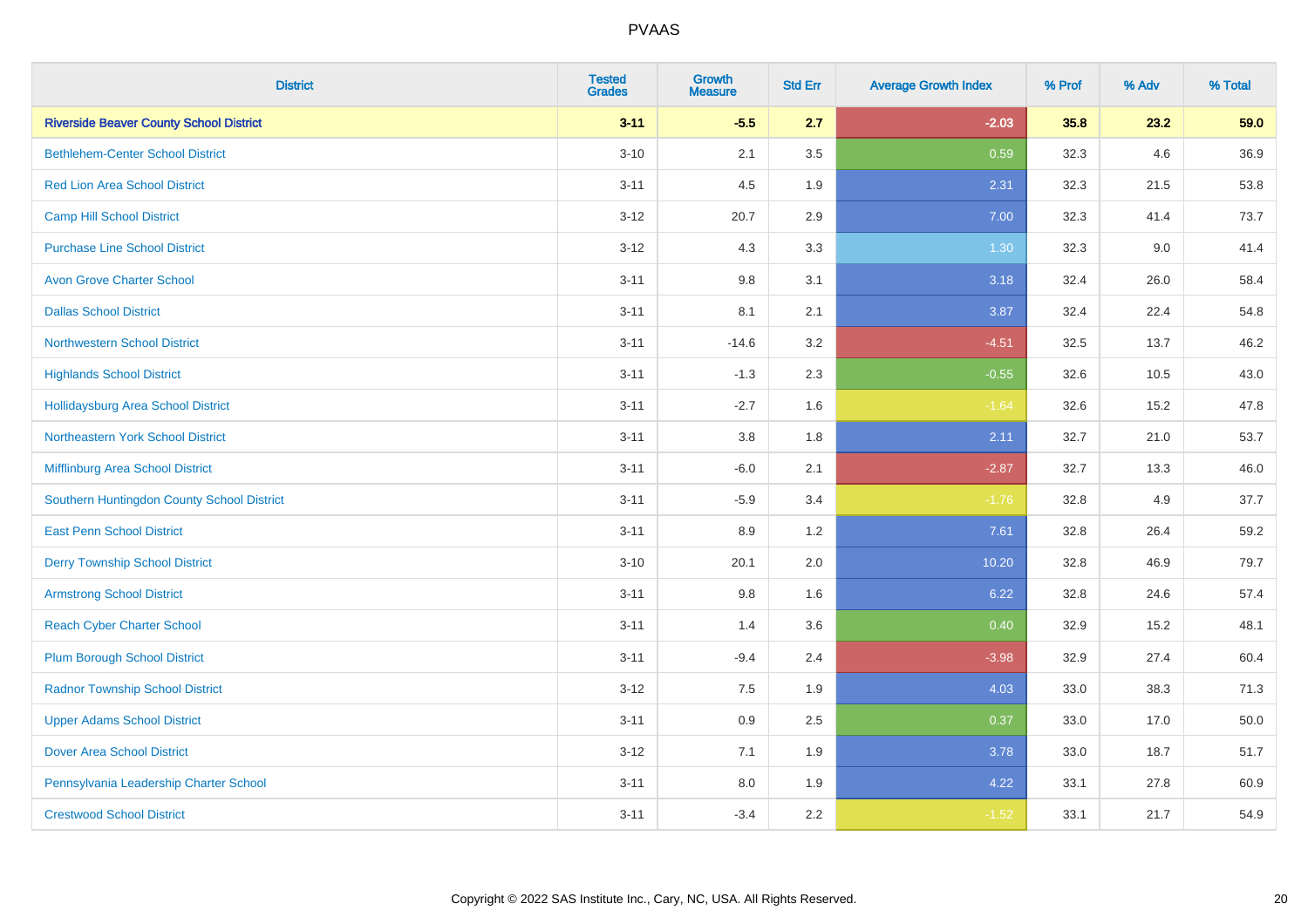| District | Tested Grades | Growth Measure | Std Err | Average Growth Index | % Prof | % Adv | % Total |
|---|---|---|---|---|---|---|---|
| **Riverside Beaver County School District** | **3-11** | **-5.5** | **2.7** | **-2.03** | **35.8** | **23.2** | **59.0** |
| Bethlehem-Center School District | 3-10 | 2.1 | 3.5 | 0.59 | 32.3 | 4.6 | 36.9 |
| Red Lion Area School District | 3-11 | 4.5 | 1.9 | 2.31 | 32.3 | 21.5 | 53.8 |
| Camp Hill School District | 3-12 | 20.7 | 2.9 | 7.00 | 32.3 | 41.4 | 73.7 |
| Purchase Line School District | 3-12 | 4.3 | 3.3 | 1.30 | 32.3 | 9.0 | 41.4 |
| Avon Grove Charter School | 3-11 | 9.8 | 3.1 | 3.18 | 32.4 | 26.0 | 58.4 |
| Dallas School District | 3-11 | 8.1 | 2.1 | 3.87 | 32.4 | 22.4 | 54.8 |
| Northwestern School District | 3-11 | -14.6 | 3.2 | -4.51 | 32.5 | 13.7 | 46.2 |
| Highlands School District | 3-11 | -1.3 | 2.3 | -0.55 | 32.6 | 10.5 | 43.0 |
| Hollidaysburg Area School District | 3-11 | -2.7 | 1.6 | -1.64 | 32.6 | 15.2 | 47.8 |
| Northeastern York School District | 3-11 | 3.8 | 1.8 | 2.11 | 32.7 | 21.0 | 53.7 |
| Mifflinburg Area School District | 3-11 | -6.0 | 2.1 | -2.87 | 32.7 | 13.3 | 46.0 |
| Southern Huntingdon County School District | 3-11 | -5.9 | 3.4 | -1.76 | 32.8 | 4.9 | 37.7 |
| East Penn School District | 3-11 | 8.9 | 1.2 | 7.61 | 32.8 | 26.4 | 59.2 |
| Derry Township School District | 3-10 | 20.1 | 2.0 | 10.20 | 32.8 | 46.9 | 79.7 |
| Armstrong School District | 3-11 | 9.8 | 1.6 | 6.22 | 32.8 | 24.6 | 57.4 |
| Reach Cyber Charter School | 3-11 | 1.4 | 3.6 | 0.40 | 32.9 | 15.2 | 48.1 |
| Plum Borough School District | 3-11 | -9.4 | 2.4 | -3.98 | 32.9 | 27.4 | 60.4 |
| Radnor Township School District | 3-12 | 7.5 | 1.9 | 4.03 | 33.0 | 38.3 | 71.3 |
| Upper Adams School District | 3-11 | 0.9 | 2.5 | 0.37 | 33.0 | 17.0 | 50.0 |
| Dover Area School District | 3-12 | 7.1 | 1.9 | 3.78 | 33.0 | 18.7 | 51.7 |
| Pennsylvania Leadership Charter School | 3-11 | 8.0 | 1.9 | 4.22 | 33.1 | 27.8 | 60.9 |
| Crestwood School District | 3-11 | -3.4 | 2.2 | -1.52 | 33.1 | 21.7 | 54.9 |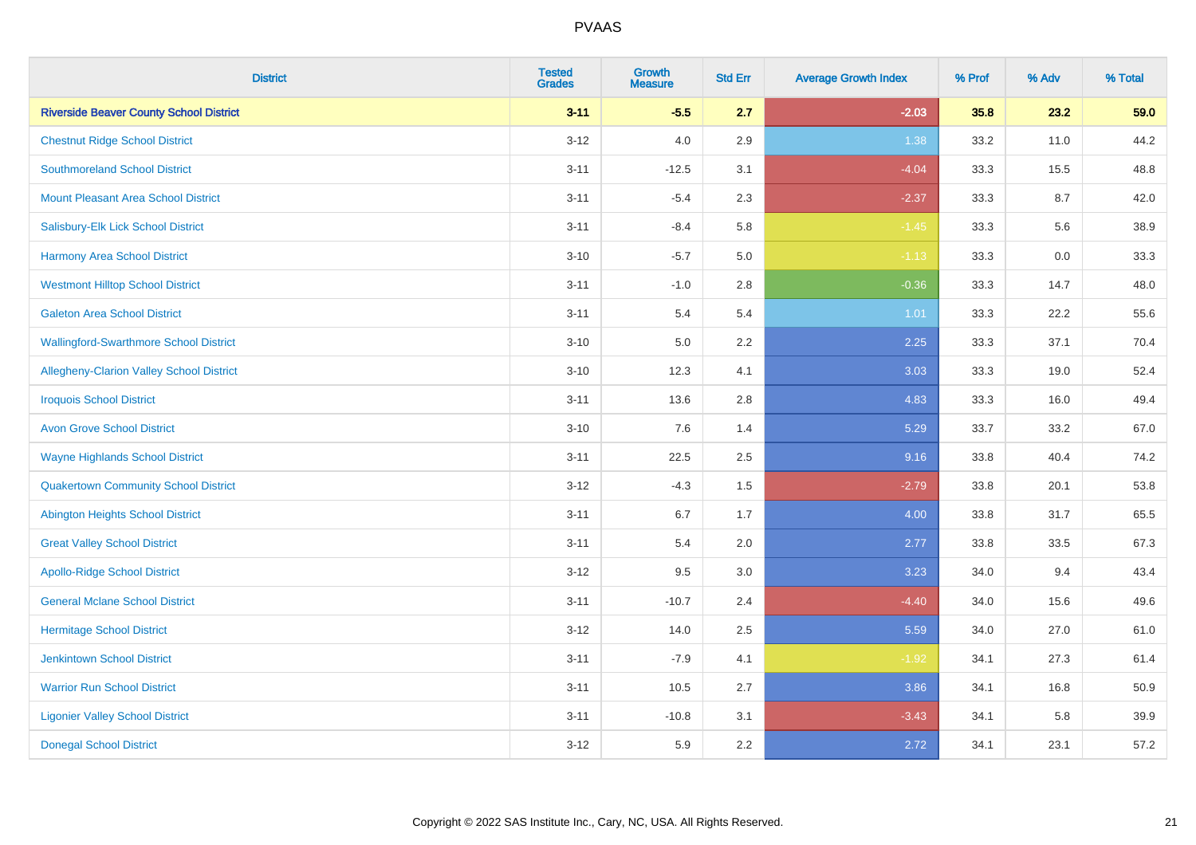| District | Tested Grades | Growth Measure | Std Err | Average Growth Index | % Prof | % Adv | % Total |
|---|---|---|---|---|---|---|---|
| **Riverside Beaver County School District** | **3-11** | **-5.5** | **2.7** | **-2.03** | **35.8** | **23.2** | **59.0** |
| Chestnut Ridge School District | 3-12 | 4.0 | 2.9 | 1.38 | 33.2 | 11.0 | 44.2 |
| Southmoreland School District | 3-11 | -12.5 | 3.1 | -4.04 | 33.3 | 15.5 | 48.8 |
| Mount Pleasant Area School District | 3-11 | -5.4 | 2.3 | -2.37 | 33.3 | 8.7 | 42.0 |
| Salisbury-Elk Lick School District | 3-11 | -8.4 | 5.8 | -1.45 | 33.3 | 5.6 | 38.9 |
| Harmony Area School District | 3-10 | -5.7 | 5.0 | -1.13 | 33.3 | 0.0 | 33.3 |
| Westmont Hilltop School District | 3-11 | -1.0 | 2.8 | -0.36 | 33.3 | 14.7 | 48.0 |
| Galeton Area School District | 3-11 | 5.4 | 5.4 | 1.01 | 33.3 | 22.2 | 55.6 |
| Wallingford-Swarthmore School District | 3-10 | 5.0 | 2.2 | 2.25 | 33.3 | 37.1 | 70.4 |
| Allegheny-Clarion Valley School District | 3-10 | 12.3 | 4.1 | 3.03 | 33.3 | 19.0 | 52.4 |
| Iroquois School District | 3-11 | 13.6 | 2.8 | 4.83 | 33.3 | 16.0 | 49.4 |
| Avon Grove School District | 3-10 | 7.6 | 1.4 | 5.29 | 33.7 | 33.2 | 67.0 |
| Wayne Highlands School District | 3-11 | 22.5 | 2.5 | 9.16 | 33.8 | 40.4 | 74.2 |
| Quakertown Community School District | 3-12 | -4.3 | 1.5 | -2.79 | 33.8 | 20.1 | 53.8 |
| Abington Heights School District | 3-11 | 6.7 | 1.7 | 4.00 | 33.8 | 31.7 | 65.5 |
| Great Valley School District | 3-11 | 5.4 | 2.0 | 2.77 | 33.8 | 33.5 | 67.3 |
| Apollo-Ridge School District | 3-12 | 9.5 | 3.0 | 3.23 | 34.0 | 9.4 | 43.4 |
| General Mclane School District | 3-11 | -10.7 | 2.4 | -4.40 | 34.0 | 15.6 | 49.6 |
| Hermitage School District | 3-12 | 14.0 | 2.5 | 5.59 | 34.0 | 27.0 | 61.0 |
| Jenkintown School District | 3-11 | -7.9 | 4.1 | -1.92 | 34.1 | 27.3 | 61.4 |
| Warrior Run School District | 3-11 | 10.5 | 2.7 | 3.86 | 34.1 | 16.8 | 50.9 |
| Ligonier Valley School District | 3-11 | -10.8 | 3.1 | -3.43 | 34.1 | 5.8 | 39.9 |
| Donegal School District | 3-12 | 5.9 | 2.2 | 2.72 | 34.1 | 23.1 | 57.2 |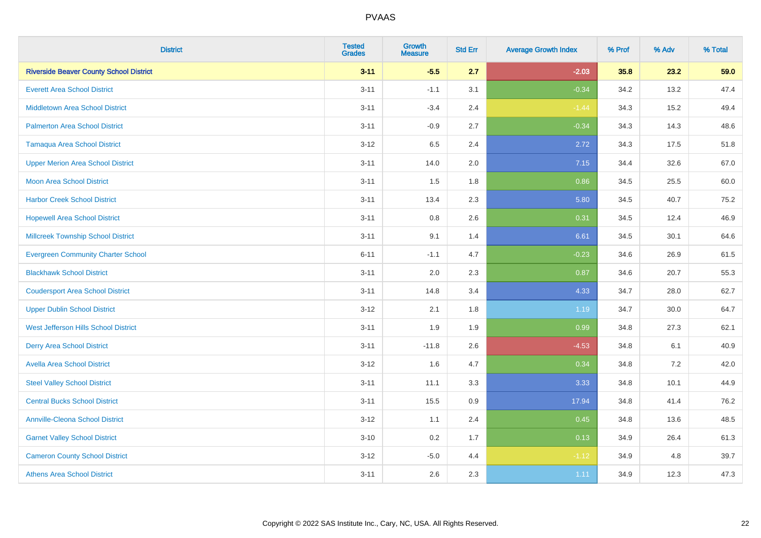| District | Tested Grades | Growth Measure | Std Err | Average Growth Index | % Prof | % Adv | % Total |
|---|---|---|---|---|---|---|---|
| **Riverside Beaver County School District** | **3-11** | **-5.5** | **2.7** | **-2.03** | **35.8** | **23.2** | **59.0** |
| Everett Area School District | 3-11 | -1.1 | 3.1 | -0.34 | 34.2 | 13.2 | 47.4 |
| Middletown Area School District | 3-11 | -3.4 | 2.4 | -1.44 | 34.3 | 15.2 | 49.4 |
| Palmerton Area School District | 3-11 | -0.9 | 2.7 | -0.34 | 34.3 | 14.3 | 48.6 |
| Tamaqua Area School District | 3-12 | 6.5 | 2.4 | 2.72 | 34.3 | 17.5 | 51.8 |
| Upper Merion Area School District | 3-11 | 14.0 | 2.0 | 7.15 | 34.4 | 32.6 | 67.0 |
| Moon Area School District | 3-11 | 1.5 | 1.8 | 0.86 | 34.5 | 25.5 | 60.0 |
| Harbor Creek School District | 3-11 | 13.4 | 2.3 | 5.80 | 34.5 | 40.7 | 75.2 |
| Hopewell Area School District | 3-11 | 0.8 | 2.6 | 0.31 | 34.5 | 12.4 | 46.9 |
| Millcreek Township School District | 3-11 | 9.1 | 1.4 | 6.61 | 34.5 | 30.1 | 64.6 |
| Evergreen Community Charter School | 6-11 | -1.1 | 4.7 | -0.23 | 34.6 | 26.9 | 61.5 |
| Blackhawk School District | 3-11 | 2.0 | 2.3 | 0.87 | 34.6 | 20.7 | 55.3 |
| Coudersport Area School District | 3-11 | 14.8 | 3.4 | 4.33 | 34.7 | 28.0 | 62.7 |
| Upper Dublin School District | 3-12 | 2.1 | 1.8 | 1.19 | 34.7 | 30.0 | 64.7 |
| West Jefferson Hills School District | 3-11 | 1.9 | 1.9 | 0.99 | 34.8 | 27.3 | 62.1 |
| Derry Area School District | 3-11 | -11.8 | 2.6 | -4.53 | 34.8 | 6.1 | 40.9 |
| Avella Area School District | 3-12 | 1.6 | 4.7 | 0.34 | 34.8 | 7.2 | 42.0 |
| Steel Valley School District | 3-11 | 11.1 | 3.3 | 3.33 | 34.8 | 10.1 | 44.9 |
| Central Bucks School District | 3-11 | 15.5 | 0.9 | 17.94 | 34.8 | 41.4 | 76.2 |
| Annville-Cleona School District | 3-12 | 1.1 | 2.4 | 0.45 | 34.8 | 13.6 | 48.5 |
| Garnet Valley School District | 3-10 | 0.2 | 1.7 | 0.13 | 34.9 | 26.4 | 61.3 |
| Cameron County School District | 3-12 | -5.0 | 4.4 | -1.12 | 34.9 | 4.8 | 39.7 |
| Athens Area School District | 3-11 | 2.6 | 2.3 | 1.11 | 34.9 | 12.3 | 47.3 |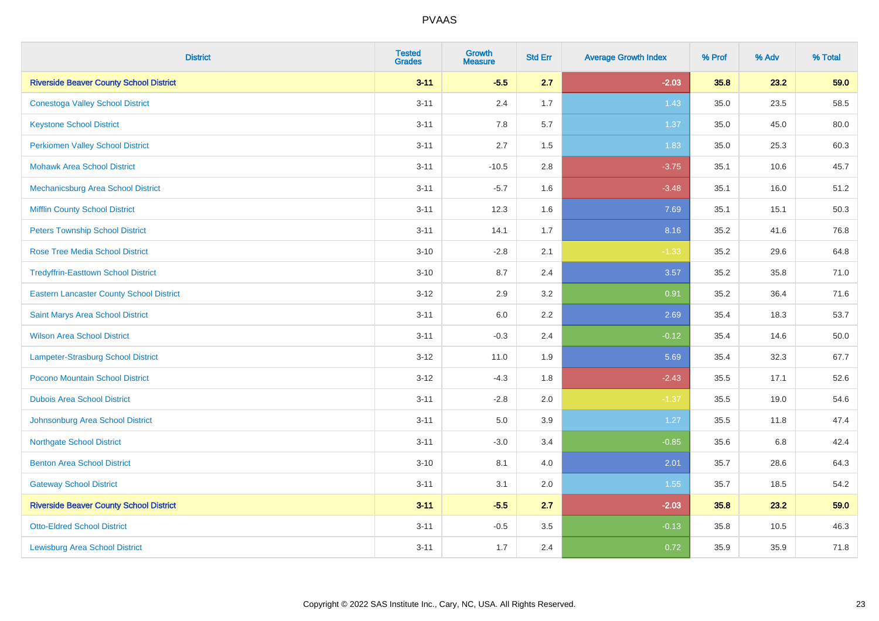| District | Tested Grades | Growth Measure | Std Err | Average Growth Index | % Prof | % Adv | % Total |
|---|---|---|---|---|---|---|---|
| **Riverside Beaver County School District** | **3-11** | **-5.5** | **2.7** | **-2.03** | **35.8** | **23.2** | **59.0** |
| Conestoga Valley School District | 3-11 | 2.4 | 1.7 | 1.43 | 35.0 | 23.5 | 58.5 |
| Keystone School District | 3-11 | 7.8 | 5.7 | 1.37 | 35.0 | 45.0 | 80.0 |
| Perkiomen Valley School District | 3-11 | 2.7 | 1.5 | 1.83 | 35.0 | 25.3 | 60.3 |
| Mohawk Area School District | 3-11 | -10.5 | 2.8 | -3.75 | 35.1 | 10.6 | 45.7 |
| Mechanicsburg Area School District | 3-11 | -5.7 | 1.6 | -3.48 | 35.1 | 16.0 | 51.2 |
| Mifflin County School District | 3-11 | 12.3 | 1.6 | 7.69 | 35.1 | 15.1 | 50.3 |
| Peters Township School District | 3-11 | 14.1 | 1.7 | 8.16 | 35.2 | 41.6 | 76.8 |
| Rose Tree Media School District | 3-10 | -2.8 | 2.1 | -1.33 | 35.2 | 29.6 | 64.8 |
| Tredyffrin-Easttown School District | 3-10 | 8.7 | 2.4 | 3.57 | 35.2 | 35.8 | 71.0 |
| Eastern Lancaster County School District | 3-12 | 2.9 | 3.2 | 0.91 | 35.2 | 36.4 | 71.6 |
| Saint Marys Area School District | 3-11 | 6.0 | 2.2 | 2.69 | 35.4 | 18.3 | 53.7 |
| Wilson Area School District | 3-11 | -0.3 | 2.4 | -0.12 | 35.4 | 14.6 | 50.0 |
| Lampeter-Strasburg School District | 3-12 | 11.0 | 1.9 | 5.69 | 35.4 | 32.3 | 67.7 |
| Pocono Mountain School District | 3-12 | -4.3 | 1.8 | -2.43 | 35.5 | 17.1 | 52.6 |
| Dubois Area School District | 3-11 | -2.8 | 2.0 | -1.37 | 35.5 | 19.0 | 54.6 |
| Johnsonburg Area School District | 3-11 | 5.0 | 3.9 | 1.27 | 35.5 | 11.8 | 47.4 |
| Northgate School District | 3-11 | -3.0 | 3.4 | -0.85 | 35.6 | 6.8 | 42.4 |
| Benton Area School District | 3-10 | 8.1 | 4.0 | 2.01 | 35.7 | 28.6 | 64.3 |
| Gateway School District | 3-11 | 3.1 | 2.0 | 1.55 | 35.7 | 18.5 | 54.2 |
| **Riverside Beaver County School District** | **3-11** | **-5.5** | **2.7** | **-2.03** | **35.8** | **23.2** | **59.0** |
| Otto-Eldred School District | 3-11 | -0.5 | 3.5 | -0.13 | 35.8 | 10.5 | 46.3 |
| Lewisburg Area School District | 3-11 | 1.7 | 2.4 | 0.72 | 35.9 | 35.9 | 71.8 |

Copyright © 2022 SAS Institute Inc., Cary, NC, USA. All Rights Reserved.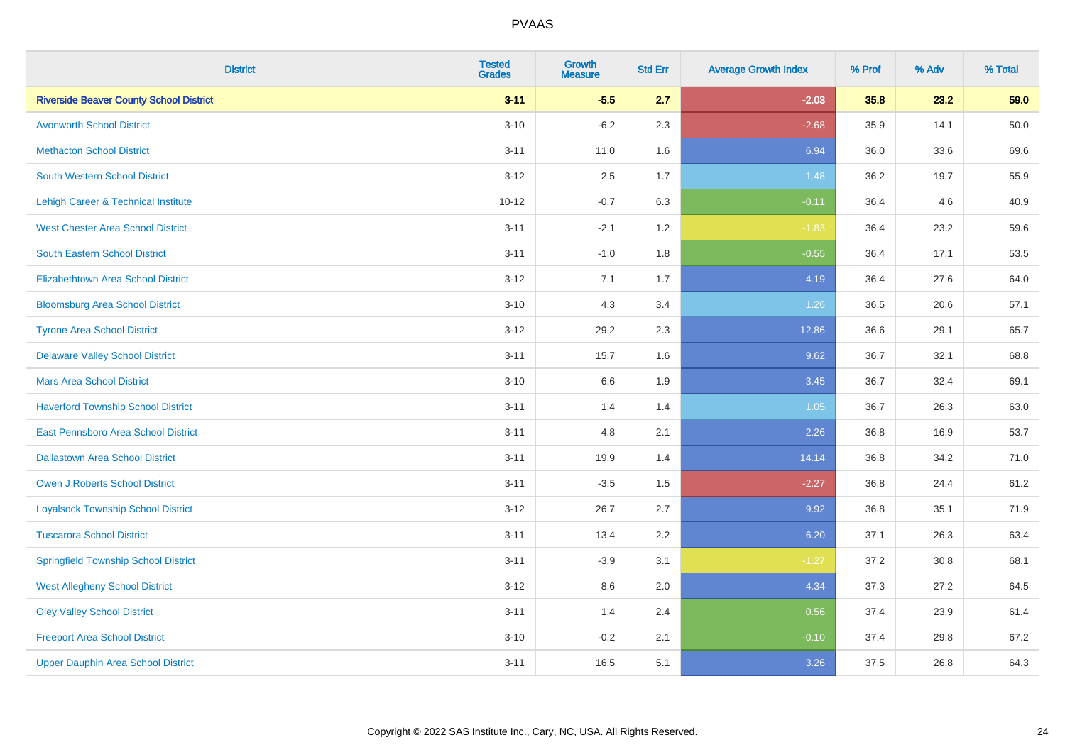# PVAAS

| District | Tested Grades | Growth Measure | Std Err | Average Growth Index | % Prof | % Adv | % Total |
|---|---|---|---|---|---|---|---|
| **Riverside Beaver County School District** | **3-11** | **-5.5** | **2.7** | **-2.03** | **35.8** | **23.2** | **59.0** |
| Avonworth School District | 3-10 | -6.2 | 2.3 | -2.68 | 35.9 | 14.1 | 50.0 |
| Methacton School District | 3-11 | 11.0 | 1.6 | 6.94 | 36.0 | 33.6 | 69.6 |
| South Western School District | 3-12 | 2.5 | 1.7 | 1.48 | 36.2 | 19.7 | 55.9 |
| Lehigh Career & Technical Institute | 10-12 | -0.7 | 6.3 | -0.11 | 36.4 | 4.6 | 40.9 |
| West Chester Area School District | 3-11 | -2.1 | 1.2 | -1.83 | 36.4 | 23.2 | 59.6 |
| South Eastern School District | 3-11 | -1.0 | 1.8 | -0.55 | 36.4 | 17.1 | 53.5 |
| Elizabethtown Area School District | 3-12 | 7.1 | 1.7 | 4.19 | 36.4 | 27.6 | 64.0 |
| Bloomsburg Area School District | 3-10 | 4.3 | 3.4 | 1.26 | 36.5 | 20.6 | 57.1 |
| Tyrone Area School District | 3-12 | 29.2 | 2.3 | 12.86 | 36.6 | 29.1 | 65.7 |
| Delaware Valley School District | 3-11 | 15.7 | 1.6 | 9.62 | 36.7 | 32.1 | 68.8 |
| Mars Area School District | 3-10 | 6.6 | 1.9 | 3.45 | 36.7 | 32.4 | 69.1 |
| Haverford Township School District | 3-11 | 1.4 | 1.4 | 1.05 | 36.7 | 26.3 | 63.0 |
| East Pennsboro Area School District | 3-11 | 4.8 | 2.1 | 2.26 | 36.8 | 16.9 | 53.7 |
| Dallastown Area School District | 3-11 | 19.9 | 1.4 | 14.14 | 36.8 | 34.2 | 71.0 |
| Owen J Roberts School District | 3-11 | -3.5 | 1.5 | -2.27 | 36.8 | 24.4 | 61.2 |
| Loyalsock Township School District | 3-12 | 26.7 | 2.7 | 9.92 | 36.8 | 35.1 | 71.9 |
| Tuscarora School District | 3-11 | 13.4 | 2.2 | 6.20 | 37.1 | 26.3 | 63.4 |
| Springfield Township School District | 3-11 | -3.9 | 3.1 | -1.27 | 37.2 | 30.8 | 68.1 |
| West Allegheny School District | 3-12 | 8.6 | 2.0 | 4.34 | 37.3 | 27.2 | 64.5 |
| Oley Valley School District | 3-11 | 1.4 | 2.4 | 0.56 | 37.4 | 23.9 | 61.4 |
| Freeport Area School District | 3-10 | -0.2 | 2.1 | -0.10 | 37.4 | 29.8 | 67.2 |
| Upper Dauphin Area School District | 3-11 | 16.5 | 5.1 | 3.26 | 37.5 | 26.8 | 64.3 |

Copyright © 2022 SAS Institute Inc., Cary, NC, USA. All Rights Reserved.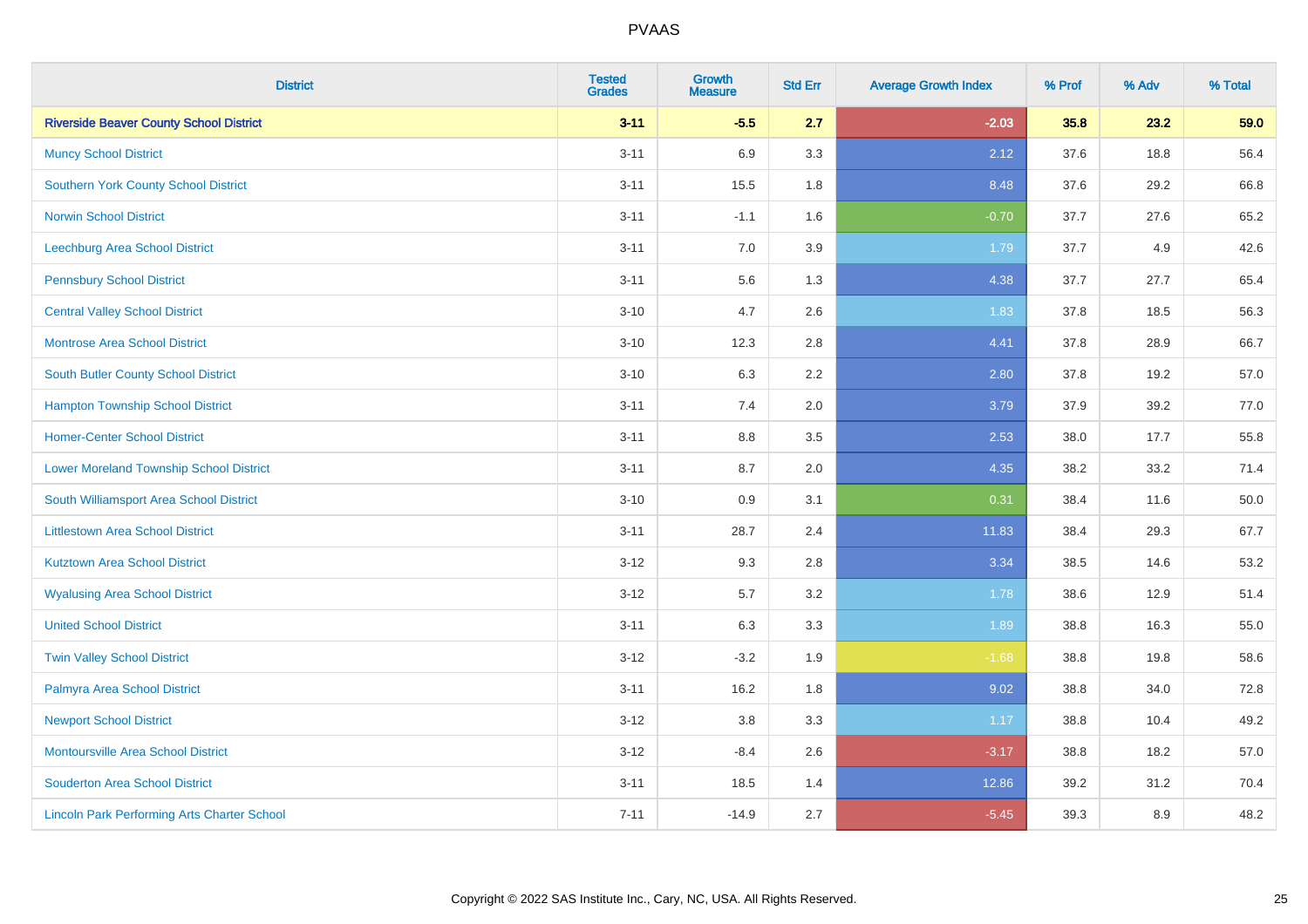# PVAAS

| District | Tested Grades | Growth Measure | Std Err | Average Growth Index | % Prof | % Adv | % Total |
|---|---|---|---|---|---|---|---|
| **Riverside Beaver County School District** | **3-11** | **-5.5** | **2.7** | **-2.03** | **35.8** | **23.2** | **59.0** |
| Muncy School District | 3-11 | 6.9 | 3.3 | 2.12 | 37.6 | 18.8 | 56.4 |
| Southern York County School District | 3-11 | 15.5 | 1.8 | 8.48 | 37.6 | 29.2 | 66.8 |
| Norwin School District | 3-11 | -1.1 | 1.6 | -0.70 | 37.7 | 27.6 | 65.2 |
| Leechburg Area School District | 3-11 | 7.0 | 3.9 | 1.79 | 37.7 | 4.9 | 42.6 |
| Pennsbury School District | 3-11 | 5.6 | 1.3 | 4.38 | 37.7 | 27.7 | 65.4 |
| Central Valley School District | 3-10 | 4.7 | 2.6 | 1.83 | 37.8 | 18.5 | 56.3 |
| Montrose Area School District | 3-10 | 12.3 | 2.8 | 4.41 | 37.8 | 28.9 | 66.7 |
| South Butler County School District | 3-10 | 6.3 | 2.2 | 2.80 | 37.8 | 19.2 | 57.0 |
| Hampton Township School District | 3-11 | 7.4 | 2.0 | 3.79 | 37.9 | 39.2 | 77.0 |
| Homer-Center School District | 3-11 | 8.8 | 3.5 | 2.53 | 38.0 | 17.7 | 55.8 |
| Lower Moreland Township School District | 3-11 | 8.7 | 2.0 | 4.35 | 38.2 | 33.2 | 71.4 |
| South Williamsport Area School District | 3-10 | 0.9 | 3.1 | 0.31 | 38.4 | 11.6 | 50.0 |
| Littlestown Area School District | 3-11 | 28.7 | 2.4 | 11.83 | 38.4 | 29.3 | 67.7 |
| Kutztown Area School District | 3-12 | 9.3 | 2.8 | 3.34 | 38.5 | 14.6 | 53.2 |
| Wyalusing Area School District | 3-12 | 5.7 | 3.2 | 1.78 | 38.6 | 12.9 | 51.4 |
| United School District | 3-11 | 6.3 | 3.3 | 1.89 | 38.8 | 16.3 | 55.0 |
| Twin Valley School District | 3-12 | -3.2 | 1.9 | -1.68 | 38.8 | 19.8 | 58.6 |
| Palmyra Area School District | 3-11 | 16.2 | 1.8 | 9.02 | 38.8 | 34.0 | 72.8 |
| Newport School District | 3-12 | 3.8 | 3.3 | 1.17 | 38.8 | 10.4 | 49.2 |
| Montoursville Area School District | 3-12 | -8.4 | 2.6 | -3.17 | 38.8 | 18.2 | 57.0 |
| Souderton Area School District | 3-11 | 18.5 | 1.4 | 12.86 | 39.2 | 31.2 | 70.4 |
| Lincoln Park Performing Arts Charter School | 7-11 | -14.9 | 2.7 | -5.45 | 39.3 | 8.9 | 48.2 |

Copyright © 2022 SAS Institute Inc., Cary, NC, USA. All Rights Reserved.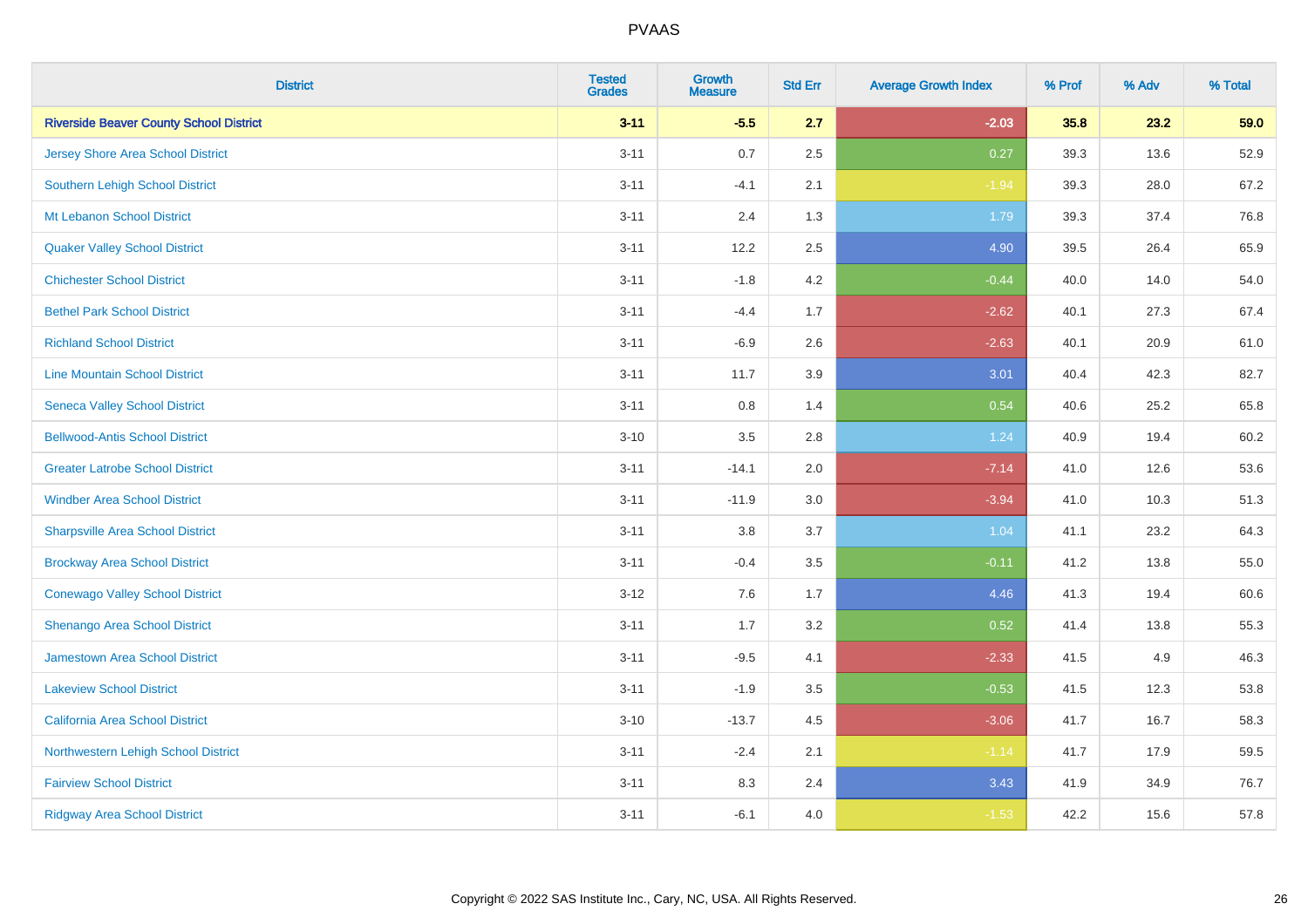| District | Tested Grades | Growth Measure | Std Err | Average Growth Index | % Prof | % Adv | % Total |
|---|---|---|---|---|---|---|---|
| **Riverside Beaver County School District** | **3-11** | **-5.5** | **2.7** | **-2.03** | **35.8** | **23.2** | **59.0** |
| Jersey Shore Area School District | 3-11 | 0.7 | 2.5 | 0.27 | 39.3 | 13.6 | 52.9 |
| Southern Lehigh School District | 3-11 | -4.1 | 2.1 | -1.94 | 39.3 | 28.0 | 67.2 |
| Mt Lebanon School District | 3-11 | 2.4 | 1.3 | 1.79 | 39.3 | 37.4 | 76.8 |
| Quaker Valley School District | 3-11 | 12.2 | 2.5 | 4.90 | 39.5 | 26.4 | 65.9 |
| Chichester School District | 3-11 | -1.8 | 4.2 | -0.44 | 40.0 | 14.0 | 54.0 |
| Bethel Park School District | 3-11 | -4.4 | 1.7 | -2.62 | 40.1 | 27.3 | 67.4 |
| Richland School District | 3-11 | -6.9 | 2.6 | -2.63 | 40.1 | 20.9 | 61.0 |
| Line Mountain School District | 3-11 | 11.7 | 3.9 | 3.01 | 40.4 | 42.3 | 82.7 |
| Seneca Valley School District | 3-11 | 0.8 | 1.4 | 0.54 | 40.6 | 25.2 | 65.8 |
| Bellwood-Antis School District | 3-10 | 3.5 | 2.8 | 1.24 | 40.9 | 19.4 | 60.2 |
| Greater Latrobe School District | 3-11 | -14.1 | 2.0 | -7.14 | 41.0 | 12.6 | 53.6 |
| Windber Area School District | 3-11 | -11.9 | 3.0 | -3.94 | 41.0 | 10.3 | 51.3 |
| Sharpsville Area School District | 3-11 | 3.8 | 3.7 | 1.04 | 41.1 | 23.2 | 64.3 |
| Brockway Area School District | 3-11 | -0.4 | 3.5 | -0.11 | 41.2 | 13.8 | 55.0 |
| Conewago Valley School District | 3-12 | 7.6 | 1.7 | 4.46 | 41.3 | 19.4 | 60.6 |
| Shenango Area School District | 3-11 | 1.7 | 3.2 | 0.52 | 41.4 | 13.8 | 55.3 |
| Jamestown Area School District | 3-11 | -9.5 | 4.1 | -2.33 | 41.5 | 4.9 | 46.3 |
| Lakeview School District | 3-11 | -1.9 | 3.5 | -0.53 | 41.5 | 12.3 | 53.8 |
| California Area School District | 3-10 | -13.7 | 4.5 | -3.06 | 41.7 | 16.7 | 58.3 |
| Northwestern Lehigh School District | 3-11 | -2.4 | 2.1 | -1.14 | 41.7 | 17.9 | 59.5 |
| Fairview School District | 3-11 | 8.3 | 2.4 | 3.43 | 41.9 | 34.9 | 76.7 |
| Ridgway Area School District | 3-11 | -6.1 | 4.0 | -1.53 | 42.2 | 15.6 | 57.8 |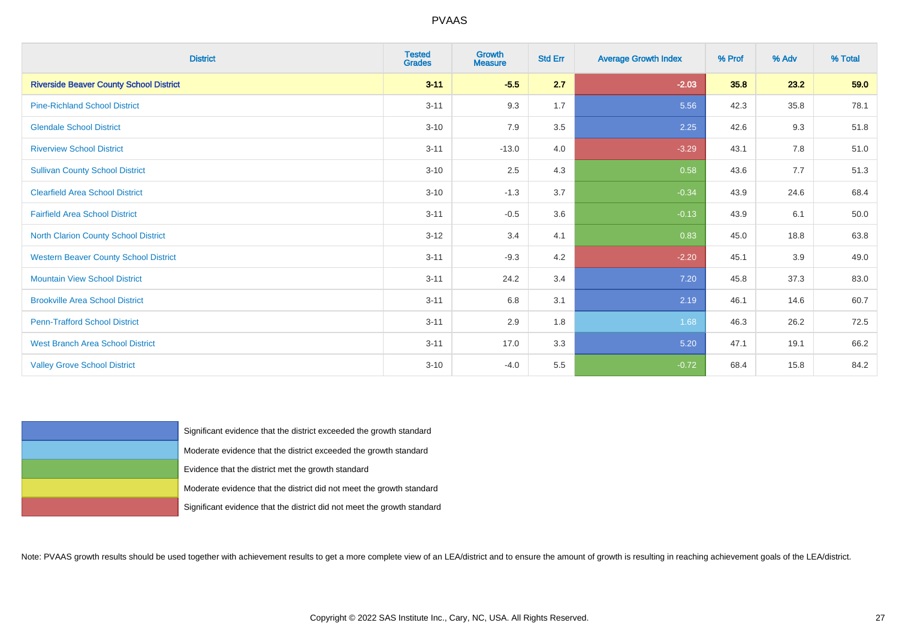PVAAS

| District | Tested Grades | Growth Measure | Std Err | Average Growth Index | % Prof | % Adv | % Total |
|---|---|---|---|---|---|---|---|
| **Riverside Beaver County School District** | **3-11** | **-5.5** | **2.7** | **-2.03** | **35.8** | **23.2** | **59.0** |
| Pine-Richland School District | 3-11 | 9.3 | 1.7 | 5.56 | 42.3 | 35.8 | 78.1 |
| Glendale School District | 3-10 | 7.9 | 3.5 | 2.25 | 42.6 | 9.3 | 51.8 |
| Riverview School District | 3-11 | -13.0 | 4.0 | -3.29 | 43.1 | 7.8 | 51.0 |
| Sullivan County School District | 3-10 | 2.5 | 4.3 | 0.58 | 43.6 | 7.7 | 51.3 |
| Clearfield Area School District | 3-10 | -1.3 | 3.7 | -0.34 | 43.9 | 24.6 | 68.4 |
| Fairfield Area School District | 3-11 | -0.5 | 3.6 | -0.13 | 43.9 | 6.1 | 50.0 |
| North Clarion County School District | 3-12 | 3.4 | 4.1 | 0.83 | 45.0 | 18.8 | 63.8 |
| Western Beaver County School District | 3-11 | -9.3 | 4.2 | -2.20 | 45.1 | 3.9 | 49.0 |
| Mountain View School District | 3-11 | 24.2 | 3.4 | 7.20 | 45.8 | 37.3 | 83.0 |
| Brookville Area School District | 3-11 | 6.8 | 3.1 | 2.19 | 46.1 | 14.6 | 60.7 |
| Penn-Trafford School District | 3-11 | 2.9 | 1.8 | 1.68 | 46.3 | 26.2 | 72.5 |
| West Branch Area School District | 3-11 | 17.0 | 3.3 | 5.20 | 47.1 | 19.1 | 66.2 |
| Valley Grove School District | 3-10 | -4.0 | 5.5 | -0.72 | 68.4 | 15.8 | 84.2 |

Significant evidence that the district exceeded the growth standard

Moderate evidence that the district exceeded the growth standard

Evidence that the district met the growth standard

Moderate evidence that the district did not meet the growth standard

Significant evidence that the district did not meet the growth standard

Note: PVAAS growth results should be used together with achievement results to get a more complete view of an LEA/district and to ensure the amount of growth is resulting in reaching achievement goals of the LEA/district.

Copyright © 2022 SAS Institute Inc., Cary, NC, USA. All Rights Reserved.